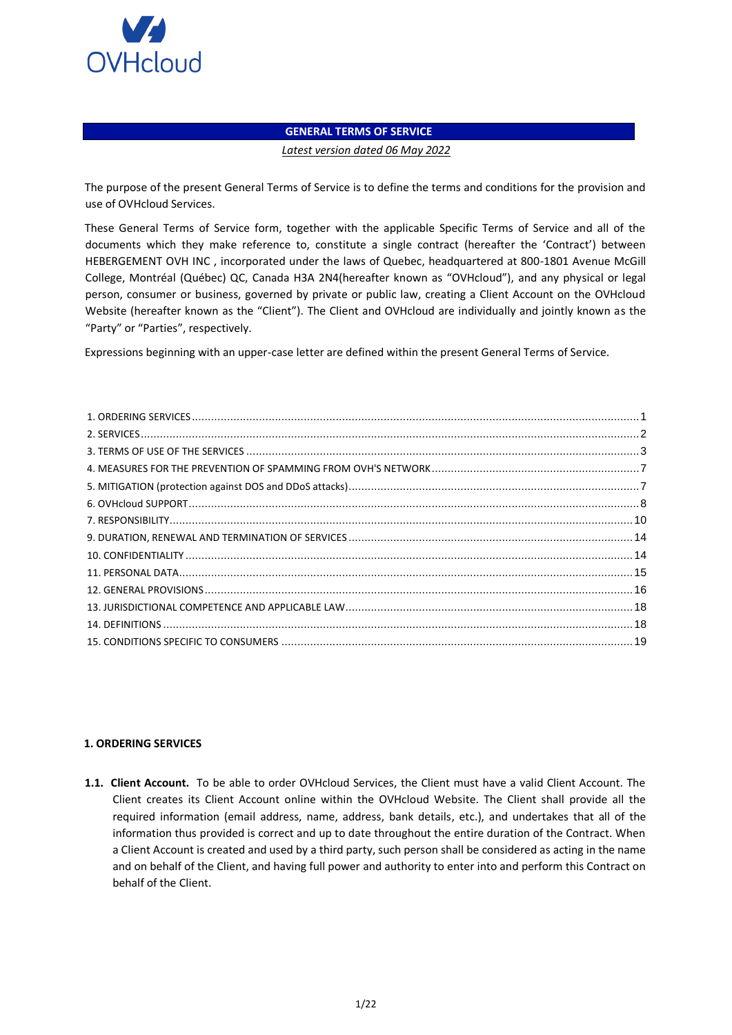# GENERAL TERMS OF SERVICE

*Latest version dated 06 May 2022*

The purpose of the present General Terms of Service is to define the terms and conditions for the provision and use of OVHcloud Services.

These General Terms of Service form, together with the applicable Specific Terms of Service and all of the documents which they make reference to, constitute a single contract (hereafter the 'Contract') between HEBERGEMENT OVH INC , incorporated under the laws of Quebec, headquartered at 800-1801 Avenue McGill College, Montréal (Québec) QC, Canada H3A 2N4(hereafter known as "OVHcloud"), and any physical or legal person, consumer or business, governed by private or public law, creating a Client Account on the OVHcloud Website (hereafter known as the "Client"). The Client and OVHcloud are individually and jointly known as the "Party" or "Parties", respectively.

Expressions beginning with an upper-case letter are defined within the present General Terms of Service.

1. ORDERING SERVICES .......... 1
2. SERVICES .......... 2
3. TERMS OF USE OF THE SERVICES .......... 3
4. MEASURES FOR THE PREVENTION OF SPAMMING FROM OVH'S NETWORK .......... 7
5. MITIGATION (protection against DOS and DDoS attacks) .......... 7
6. OVHcloud SUPPORT .......... 8
7. RESPONSIBILITY .......... 10
9. DURATION, RENEWAL AND TERMINATION OF SERVICES .......... 14
10. CONFIDENTIALITY .......... 14
11. PERSONAL DATA .......... 15
12. GENERAL PROVISIONS .......... 16
13. JURISDICTIONAL COMPETENCE AND APPLICABLE LAW .......... 18
14. DEFINITIONS .......... 18
15. CONDITIONS SPECIFIC TO CONSUMERS .......... 19

## 1. ORDERING SERVICES

**1.1. Client Account.** To be able to order OVHcloud Services, the Client must have a valid Client Account. The Client creates its Client Account online within the OVHcloud Website. The Client shall provide all the required information (email address, name, address, bank details, etc.), and undertakes that all of the information thus provided is correct and up to date throughout the entire duration of the Contract. When a Client Account is created and used by a third party, such person shall be considered as acting in the name and on behalf of the Client, and having full power and authority to enter into and perform this Contract on behalf of the Client.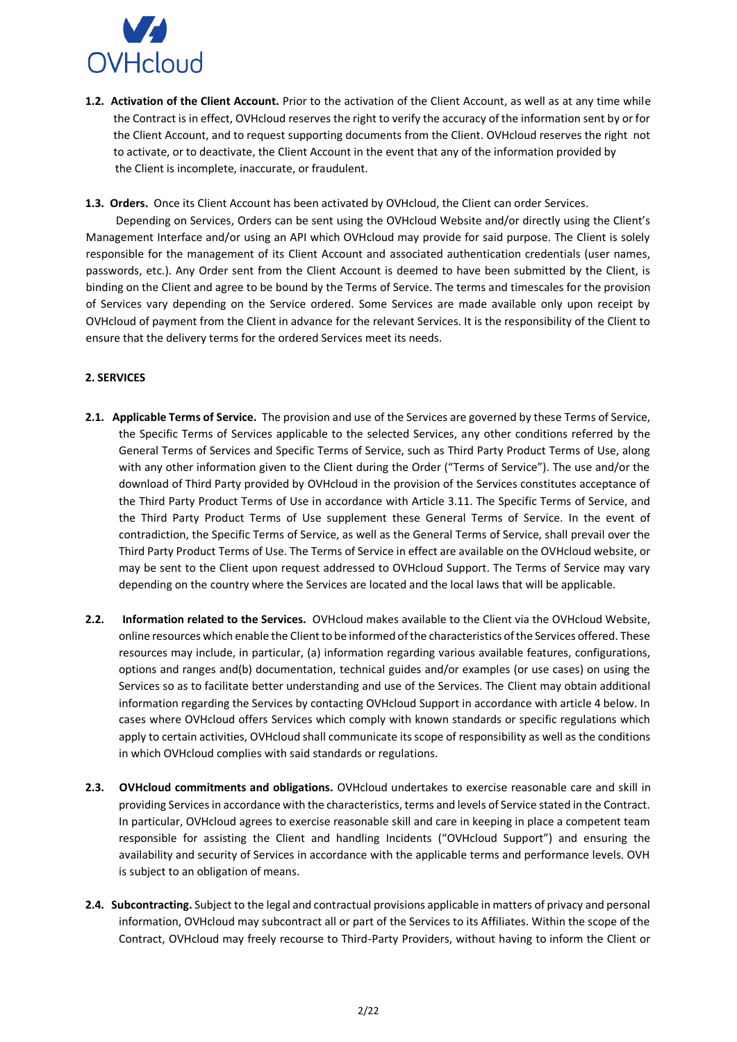**1.2. Activation of the Client Account.** Prior to the activation of the Client Account, as well as at any time while the Contract is in effect, OVHcloud reserves the right to verify the accuracy of the information sent by or for the Client Account, and to request supporting documents from the Client. OVHcloud reserves the right not to activate, or to deactivate, the Client Account in the event that any of the information provided by the Client is incomplete, inaccurate, or fraudulent.

**1.3. Orders.** Once its Client Account has been activated by OVHcloud, the Client can order Services.

Depending on Services, Orders can be sent using the OVHcloud Website and/or directly using the Client's Management Interface and/or using an API which OVHcloud may provide for said purpose. The Client is solely responsible for the management of its Client Account and associated authentication credentials (user names, passwords, etc.). Any Order sent from the Client Account is deemed to have been submitted by the Client, is binding on the Client and agree to be bound by the Terms of Service. The terms and timescales for the provision of Services vary depending on the Service ordered. Some Services are made available only upon receipt by OVHcloud of payment from the Client in advance for the relevant Services. It is the responsibility of the Client to ensure that the delivery terms for the ordered Services meet its needs.

## 2. SERVICES

**2.1. Applicable Terms of Service.** The provision and use of the Services are governed by these Terms of Service, the Specific Terms of Services applicable to the selected Services, any other conditions referred by the General Terms of Services and Specific Terms of Service, such as Third Party Product Terms of Use, along with any other information given to the Client during the Order ("Terms of Service"). The use and/or the download of Third Party provided by OVHcloud in the provision of the Services constitutes acceptance of the Third Party Product Terms of Use in accordance with Article 3.11. The Specific Terms of Service, and the Third Party Product Terms of Use supplement these General Terms of Service. In the event of contradiction, the Specific Terms of Service, as well as the General Terms of Service, shall prevail over the Third Party Product Terms of Use. The Terms of Service in effect are available on the OVHcloud website, or may be sent to the Client upon request addressed to OVHcloud Support. The Terms of Service may vary depending on the country where the Services are located and the local laws that will be applicable.

**2.2. Information related to the Services.** OVHcloud makes available to the Client via the OVHcloud Website, online resources which enable the Client to be informed of the characteristics of the Services offered. These resources may include, in particular, (a) information regarding various available features, configurations, options and ranges and(b) documentation, technical guides and/or examples (or use cases) on using the Services so as to facilitate better understanding and use of the Services. The Client may obtain additional information regarding the Services by contacting OVHcloud Support in accordance with article 4 below. In cases where OVHcloud offers Services which comply with known standards or specific regulations which apply to certain activities, OVHcloud shall communicate its scope of responsibility as well as the conditions in which OVHcloud complies with said standards or regulations.

**2.3. OVHcloud commitments and obligations.** OVHcloud undertakes to exercise reasonable care and skill in providing Services in accordance with the characteristics, terms and levels of Service stated in the Contract. In particular, OVHcloud agrees to exercise reasonable skill and care in keeping in place a competent team responsible for assisting the Client and handling Incidents ("OVHcloud Support") and ensuring the availability and security of Services in accordance with the applicable terms and performance levels. OVH is subject to an obligation of means.

**2.4. Subcontracting.** Subject to the legal and contractual provisions applicable in matters of privacy and personal information, OVHcloud may subcontract all or part of the Services to its Affiliates. Within the scope of the Contract, OVHcloud may freely recourse to Third-Party Providers, without having to inform the Client or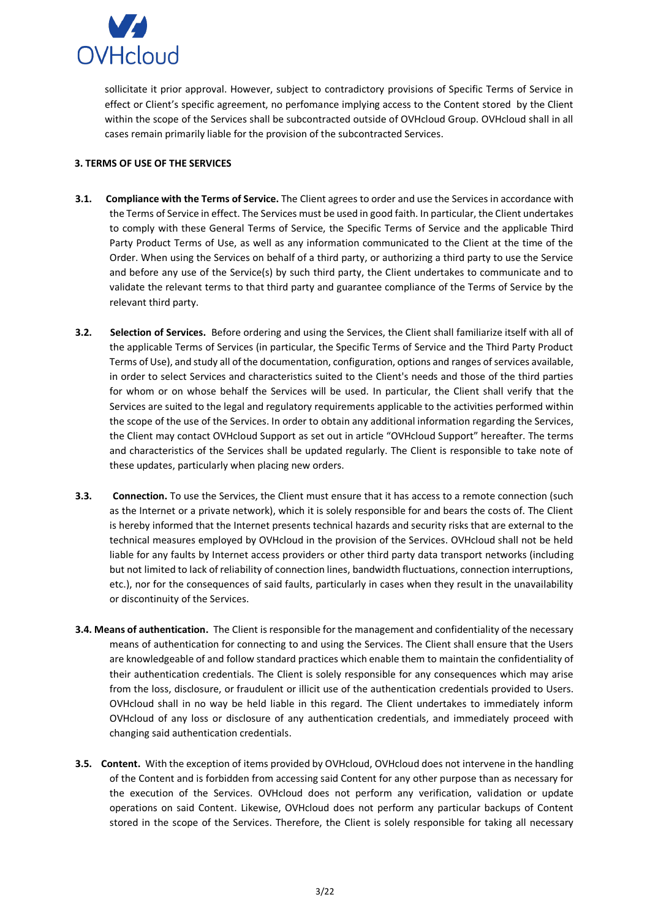sollicitate it prior approval. However, subject to contradictory provisions of Specific Terms of Service in effect or Client's specific agreement, no perfomance implying access to the Content stored by the Client within the scope of the Services shall be subcontracted outside of OVHcloud Group. OVHcloud shall in all cases remain primarily liable for the provision of the subcontracted Services.

**3. TERMS OF USE OF THE SERVICES**

**3.1. Compliance with the Terms of Service.** The Client agrees to order and use the Services in accordance with the Terms of Service in effect. The Services must be used in good faith. In particular, the Client undertakes to comply with these General Terms of Service, the Specific Terms of Service and the applicable Third Party Product Terms of Use, as well as any information communicated to the Client at the time of the Order. When using the Services on behalf of a third party, or authorizing a third party to use the Service and before any use of the Service(s) by such third party, the Client undertakes to communicate and to validate the relevant terms to that third party and guarantee compliance of the Terms of Service by the relevant third party.

**3.2. Selection of Services.** Before ordering and using the Services, the Client shall familiarize itself with all of the applicable Terms of Services (in particular, the Specific Terms of Service and the Third Party Product Terms of Use), and study all of the documentation, configuration, options and ranges of services available, in order to select Services and characteristics suited to the Client's needs and those of the third parties for whom or on whose behalf the Services will be used. In particular, the Client shall verify that the Services are suited to the legal and regulatory requirements applicable to the activities performed within the scope of the use of the Services. In order to obtain any additional information regarding the Services, the Client may contact OVHcloud Support as set out in article "OVHcloud Support" hereafter. The terms and characteristics of the Services shall be updated regularly. The Client is responsible to take note of these updates, particularly when placing new orders.

**3.3. Connection.** To use the Services, the Client must ensure that it has access to a remote connection (such as the Internet or a private network), which it is solely responsible for and bears the costs of. The Client is hereby informed that the Internet presents technical hazards and security risks that are external to the technical measures employed by OVHcloud in the provision of the Services. OVHcloud shall not be held liable for any faults by Internet access providers or other third party data transport networks (including but not limited to lack of reliability of connection lines, bandwidth fluctuations, connection interruptions, etc.), nor for the consequences of said faults, particularly in cases when they result in the unavailability or discontinuity of the Services.

**3.4. Means of authentication.** The Client is responsible for the management and confidentiality of the necessary means of authentication for connecting to and using the Services. The Client shall ensure that the Users are knowledgeable of and follow standard practices which enable them to maintain the confidentiality of their authentication credentials. The Client is solely responsible for any consequences which may arise from the loss, disclosure, or fraudulent or illicit use of the authentication credentials provided to Users. OVHcloud shall in no way be held liable in this regard. The Client undertakes to immediately inform OVHcloud of any loss or disclosure of any authentication credentials, and immediately proceed with changing said authentication credentials.

**3.5. Content.** With the exception of items provided by OVHcloud, OVHcloud does not intervene in the handling of the Content and is forbidden from accessing said Content for any other purpose than as necessary for the execution of the Services. OVHcloud does not perform any verification, validation or update operations on said Content. Likewise, OVHcloud does not perform any particular backups of Content stored in the scope of the Services. Therefore, the Client is solely responsible for taking all necessary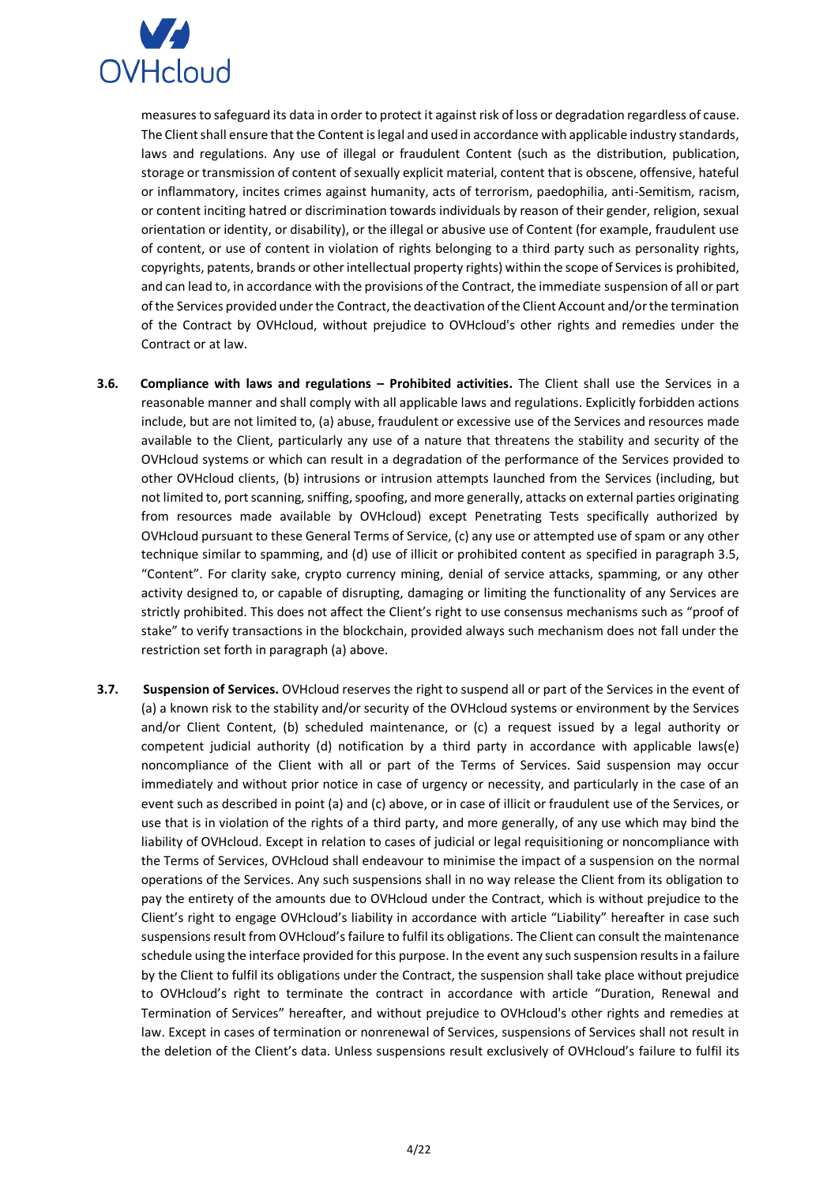measures to safeguard its data in order to protect it against risk of loss or degradation regardless of cause. The Client shall ensure that the Content is legal and used in accordance with applicable industry standards, laws and regulations. Any use of illegal or fraudulent Content (such as the distribution, publication, storage or transmission of content of sexually explicit material, content that is obscene, offensive, hateful or inflammatory, incites crimes against humanity, acts of terrorism, paedophilia, anti-Semitism, racism, or content inciting hatred or discrimination towards individuals by reason of their gender, religion, sexual orientation or identity, or disability), or the illegal or abusive use of Content (for example, fraudulent use of content, or use of content in violation of rights belonging to a third party such as personality rights, copyrights, patents, brands or other intellectual property rights) within the scope of Services is prohibited, and can lead to, in accordance with the provisions of the Contract, the immediate suspension of all or part of the Services provided under the Contract, the deactivation of the Client Account and/or the termination of the Contract by OVHcloud, without prejudice to OVHcloud's other rights and remedies under the Contract or at law.

**3.6. Compliance with laws and regulations – Prohibited activities.** The Client shall use the Services in a reasonable manner and shall comply with all applicable laws and regulations. Explicitly forbidden actions include, but are not limited to, (a) abuse, fraudulent or excessive use of the Services and resources made available to the Client, particularly any use of a nature that threatens the stability and security of the OVHcloud systems or which can result in a degradation of the performance of the Services provided to other OVHcloud clients, (b) intrusions or intrusion attempts launched from the Services (including, but not limited to, port scanning, sniffing, spoofing, and more generally, attacks on external parties originating from resources made available by OVHcloud) except Penetrating Tests specifically authorized by OVHcloud pursuant to these General Terms of Service, (c) any use or attempted use of spam or any other technique similar to spamming, and (d) use of illicit or prohibited content as specified in paragraph 3.5, "Content". For clarity sake, crypto currency mining, denial of service attacks, spamming, or any other activity designed to, or capable of disrupting, damaging or limiting the functionality of any Services are strictly prohibited. This does not affect the Client's right to use consensus mechanisms such as "proof of stake" to verify transactions in the blockchain, provided always such mechanism does not fall under the restriction set forth in paragraph (a) above.

**3.7. Suspension of Services.** OVHcloud reserves the right to suspend all or part of the Services in the event of (a) a known risk to the stability and/or security of the OVHcloud systems or environment by the Services and/or Client Content, (b) scheduled maintenance, or (c) a request issued by a legal authority or competent judicial authority (d) notification by a third party in accordance with applicable laws(e) noncompliance of the Client with all or part of the Terms of Services. Said suspension may occur immediately and without prior notice in case of urgency or necessity, and particularly in the case of an event such as described in point (a) and (c) above, or in case of illicit or fraudulent use of the Services, or use that is in violation of the rights of a third party, and more generally, of any use which may bind the liability of OVHcloud. Except in relation to cases of judicial or legal requisitioning or noncompliance with the Terms of Services, OVHcloud shall endeavour to minimise the impact of a suspension on the normal operations of the Services. Any such suspensions shall in no way release the Client from its obligation to pay the entirety of the amounts due to OVHcloud under the Contract, which is without prejudice to the Client's right to engage OVHcloud's liability in accordance with article "Liability" hereafter in case such suspensions result from OVHcloud's failure to fulfil its obligations. The Client can consult the maintenance schedule using the interface provided for this purpose. In the event any such suspension results in a failure by the Client to fulfil its obligations under the Contract, the suspension shall take place without prejudice to OVHcloud's right to terminate the contract in accordance with article "Duration, Renewal and Termination of Services" hereafter, and without prejudice to OVHcloud's other rights and remedies at law. Except in cases of termination or nonrenewal of Services, suspensions of Services shall not result in the deletion of the Client's data. Unless suspensions result exclusively of OVHcloud's failure to fulfil its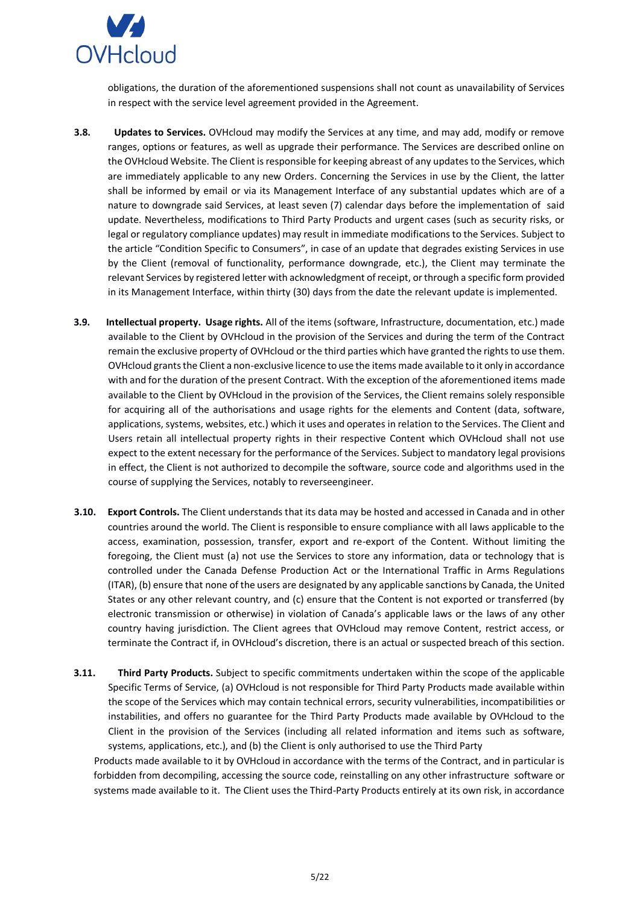obligations, the duration of the aforementioned suspensions shall not count as unavailability of Services in respect with the service level agreement provided in the Agreement.

**3.8. Updates to Services.** OVHcloud may modify the Services at any time, and may add, modify or remove ranges, options or features, as well as upgrade their performance. The Services are described online on the OVHcloud Website. The Client is responsible for keeping abreast of any updates to the Services, which are immediately applicable to any new Orders. Concerning the Services in use by the Client, the latter shall be informed by email or via its Management Interface of any substantial updates which are of a nature to downgrade said Services, at least seven (7) calendar days before the implementation of said update. Nevertheless, modifications to Third Party Products and urgent cases (such as security risks, or legal or regulatory compliance updates) may result in immediate modifications to the Services. Subject to the article "Condition Specific to Consumers", in case of an update that degrades existing Services in use by the Client (removal of functionality, performance downgrade, etc.), the Client may terminate the relevant Services by registered letter with acknowledgment of receipt, or through a specific form provided in its Management Interface, within thirty (30) days from the date the relevant update is implemented.

**3.9. Intellectual property. Usage rights.** All of the items (software, Infrastructure, documentation, etc.) made available to the Client by OVHcloud in the provision of the Services and during the term of the Contract remain the exclusive property of OVHcloud or the third parties which have granted the rights to use them. OVHcloud grants the Client a non-exclusive licence to use the items made available to it only in accordance with and for the duration of the present Contract. With the exception of the aforementioned items made available to the Client by OVHcloud in the provision of the Services, the Client remains solely responsible for acquiring all of the authorisations and usage rights for the elements and Content (data, software, applications, systems, websites, etc.) which it uses and operates in relation to the Services. The Client and Users retain all intellectual property rights in their respective Content which OVHcloud shall not use expect to the extent necessary for the performance of the Services. Subject to mandatory legal provisions in effect, the Client is not authorized to decompile the software, source code and algorithms used in the course of supplying the Services, notably to reverseengineer.

**3.10. Export Controls.** The Client understands that its data may be hosted and accessed in Canada and in other countries around the world. The Client is responsible to ensure compliance with all laws applicable to the access, examination, possession, transfer, export and re-export of the Content. Without limiting the foregoing, the Client must (a) not use the Services to store any information, data or technology that is controlled under the Canada Defense Production Act or the International Traffic in Arms Regulations (ITAR), (b) ensure that none of the users are designated by any applicable sanctions by Canada, the United States or any other relevant country, and (c) ensure that the Content is not exported or transferred (by electronic transmission or otherwise) in violation of Canada's applicable laws or the laws of any other country having jurisdiction. The Client agrees that OVHcloud may remove Content, restrict access, or terminate the Contract if, in OVHcloud's discretion, there is an actual or suspected breach of this section.

**3.11. Third Party Products.** Subject to specific commitments undertaken within the scope of the applicable Specific Terms of Service, (a) OVHcloud is not responsible for Third Party Products made available within the scope of the Services which may contain technical errors, security vulnerabilities, incompatibilities or instabilities, and offers no guarantee for the Third Party Products made available by OVHcloud to the Client in the provision of the Services (including all related information and items such as software, systems, applications, etc.), and (b) the Client is only authorised to use the Third Party Products made available to it by OVHcloud in accordance with the terms of the Contract, and in particular is forbidden from decompiling, accessing the source code, reinstalling on any other infrastructure software or systems made available to it. The Client uses the Third-Party Products entirely at its own risk, in accordance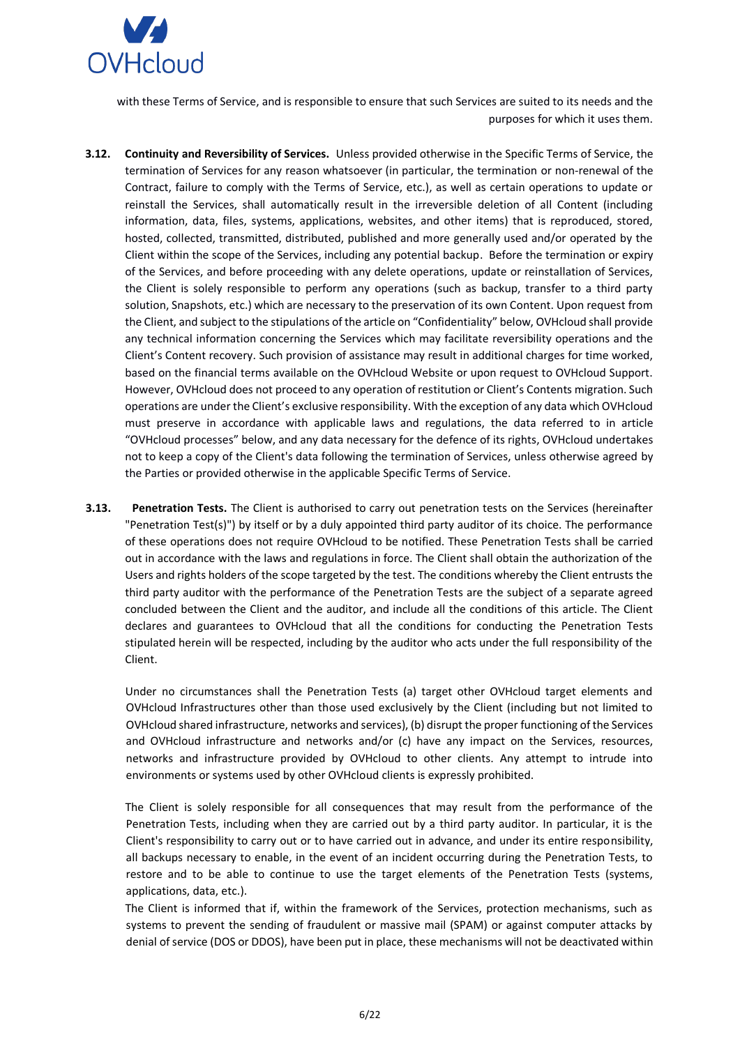with these Terms of Service, and is responsible to ensure that such Services are suited to its needs and the purposes for which it uses them.

**3.12. Continuity and Reversibility of Services.** Unless provided otherwise in the Specific Terms of Service, the termination of Services for any reason whatsoever (in particular, the termination or non-renewal of the Contract, failure to comply with the Terms of Service, etc.), as well as certain operations to update or reinstall the Services, shall automatically result in the irreversible deletion of all Content (including information, data, files, systems, applications, websites, and other items) that is reproduced, stored, hosted, collected, transmitted, distributed, published and more generally used and/or operated by the Client within the scope of the Services, including any potential backup. Before the termination or expiry of the Services, and before proceeding with any delete operations, update or reinstallation of Services, the Client is solely responsible to perform any operations (such as backup, transfer to a third party solution, Snapshots, etc.) which are necessary to the preservation of its own Content. Upon request from the Client, and subject to the stipulations of the article on "Confidentiality" below, OVHcloud shall provide any technical information concerning the Services which may facilitate reversibility operations and the Client's Content recovery. Such provision of assistance may result in additional charges for time worked, based on the financial terms available on the OVHcloud Website or upon request to OVHcloud Support. However, OVHcloud does not proceed to any operation of restitution or Client's Contents migration. Such operations are under the Client's exclusive responsibility. With the exception of any data which OVHcloud must preserve in accordance with applicable laws and regulations, the data referred to in article "OVHcloud processes" below, and any data necessary for the defence of its rights, OVHcloud undertakes not to keep a copy of the Client's data following the termination of Services, unless otherwise agreed by the Parties or provided otherwise in the applicable Specific Terms of Service.

**3.13. Penetration Tests.** The Client is authorised to carry out penetration tests on the Services (hereinafter "Penetration Test(s)") by itself or by a duly appointed third party auditor of its choice. The performance of these operations does not require OVHcloud to be notified. These Penetration Tests shall be carried out in accordance with the laws and regulations in force. The Client shall obtain the authorization of the Users and rights holders of the scope targeted by the test. The conditions whereby the Client entrusts the third party auditor with the performance of the Penetration Tests are the subject of a separate agreed concluded between the Client and the auditor, and include all the conditions of this article. The Client declares and guarantees to OVHcloud that all the conditions for conducting the Penetration Tests stipulated herein will be respected, including by the auditor who acts under the full responsibility of the Client.

Under no circumstances shall the Penetration Tests (a) target other OVHcloud target elements and OVHcloud Infrastructures other than those used exclusively by the Client (including but not limited to OVHcloud shared infrastructure, networks and services), (b) disrupt the proper functioning of the Services and OVHcloud infrastructure and networks and/or (c) have any impact on the Services, resources, networks and infrastructure provided by OVHcloud to other clients. Any attempt to intrude into environments or systems used by other OVHcloud clients is expressly prohibited.

The Client is solely responsible for all consequences that may result from the performance of the Penetration Tests, including when they are carried out by a third party auditor. In particular, it is the Client's responsibility to carry out or to have carried out in advance, and under its entire responsibility, all backups necessary to enable, in the event of an incident occurring during the Penetration Tests, to restore and to be able to continue to use the target elements of the Penetration Tests (systems, applications, data, etc.).

The Client is informed that if, within the framework of the Services, protection mechanisms, such as systems to prevent the sending of fraudulent or massive mail (SPAM) or against computer attacks by denial of service (DOS or DDOS), have been put in place, these mechanisms will not be deactivated within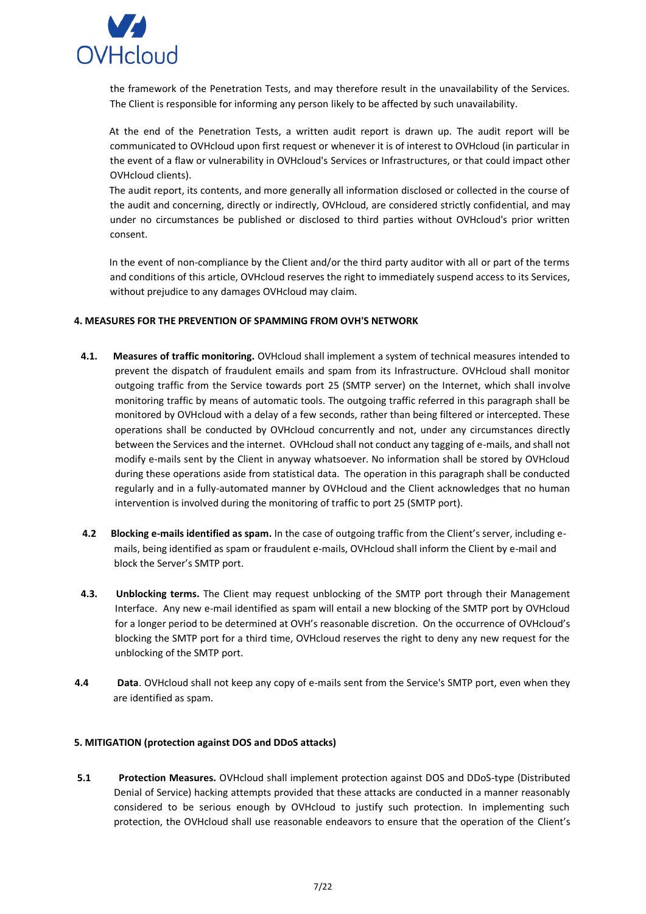the framework of the Penetration Tests, and may therefore result in the unavailability of the Services. The Client is responsible for informing any person likely to be affected by such unavailability.

At the end of the Penetration Tests, a written audit report is drawn up. The audit report will be communicated to OVHcloud upon first request or whenever it is of interest to OVHcloud (in particular in the event of a flaw or vulnerability in OVHcloud's Services or Infrastructures, or that could impact other OVHcloud clients).

The audit report, its contents, and more generally all information disclosed or collected in the course of the audit and concerning, directly or indirectly, OVHcloud, are considered strictly confidential, and may under no circumstances be published or disclosed to third parties without OVHcloud's prior written consent.

In the event of non-compliance by the Client and/or the third party auditor with all or part of the terms and conditions of this article, OVHcloud reserves the right to immediately suspend access to its Services, without prejudice to any damages OVHcloud may claim.

**4. MEASURES FOR THE PREVENTION OF SPAMMING FROM OVH'S NETWORK**

**4.1. Measures of traffic monitoring.** OVHcloud shall implement a system of technical measures intended to prevent the dispatch of fraudulent emails and spam from its Infrastructure. OVHcloud shall monitor outgoing traffic from the Service towards port 25 (SMTP server) on the Internet, which shall involve monitoring traffic by means of automatic tools. The outgoing traffic referred in this paragraph shall be monitored by OVHcloud with a delay of a few seconds, rather than being filtered or intercepted. These operations shall be conducted by OVHcloud concurrently and not, under any circumstances directly between the Services and the internet. OVHcloud shall not conduct any tagging of e-mails, and shall not modify e-mails sent by the Client in anyway whatsoever. No information shall be stored by OVHcloud during these operations aside from statistical data. The operation in this paragraph shall be conducted regularly and in a fully-automated manner by OVHcloud and the Client acknowledges that no human intervention is involved during the monitoring of traffic to port 25 (SMTP port).

**4.2 Blocking e-mails identified as spam.** In the case of outgoing traffic from the Client's server, including e-mails, being identified as spam or fraudulent e-mails, OVHcloud shall inform the Client by e-mail and block the Server's SMTP port.

**4.3. Unblocking terms.** The Client may request unblocking of the SMTP port through their Management Interface. Any new e-mail identified as spam will entail a new blocking of the SMTP port by OVHcloud for a longer period to be determined at OVH's reasonable discretion. On the occurrence of OVHcloud's blocking the SMTP port for a third time, OVHcloud reserves the right to deny any new request for the unblocking of the SMTP port.

**4.4 Data**. OVHcloud shall not keep any copy of e-mails sent from the Service's SMTP port, even when they are identified as spam.

**5. MITIGATION (protection against DOS and DDoS attacks)**

**5.1 Protection Measures.** OVHcloud shall implement protection against DOS and DDoS-type (Distributed Denial of Service) hacking attempts provided that these attacks are conducted in a manner reasonably considered to be serious enough by OVHcloud to justify such protection. In implementing such protection, the OVHcloud shall use reasonable endeavors to ensure that the operation of the Client's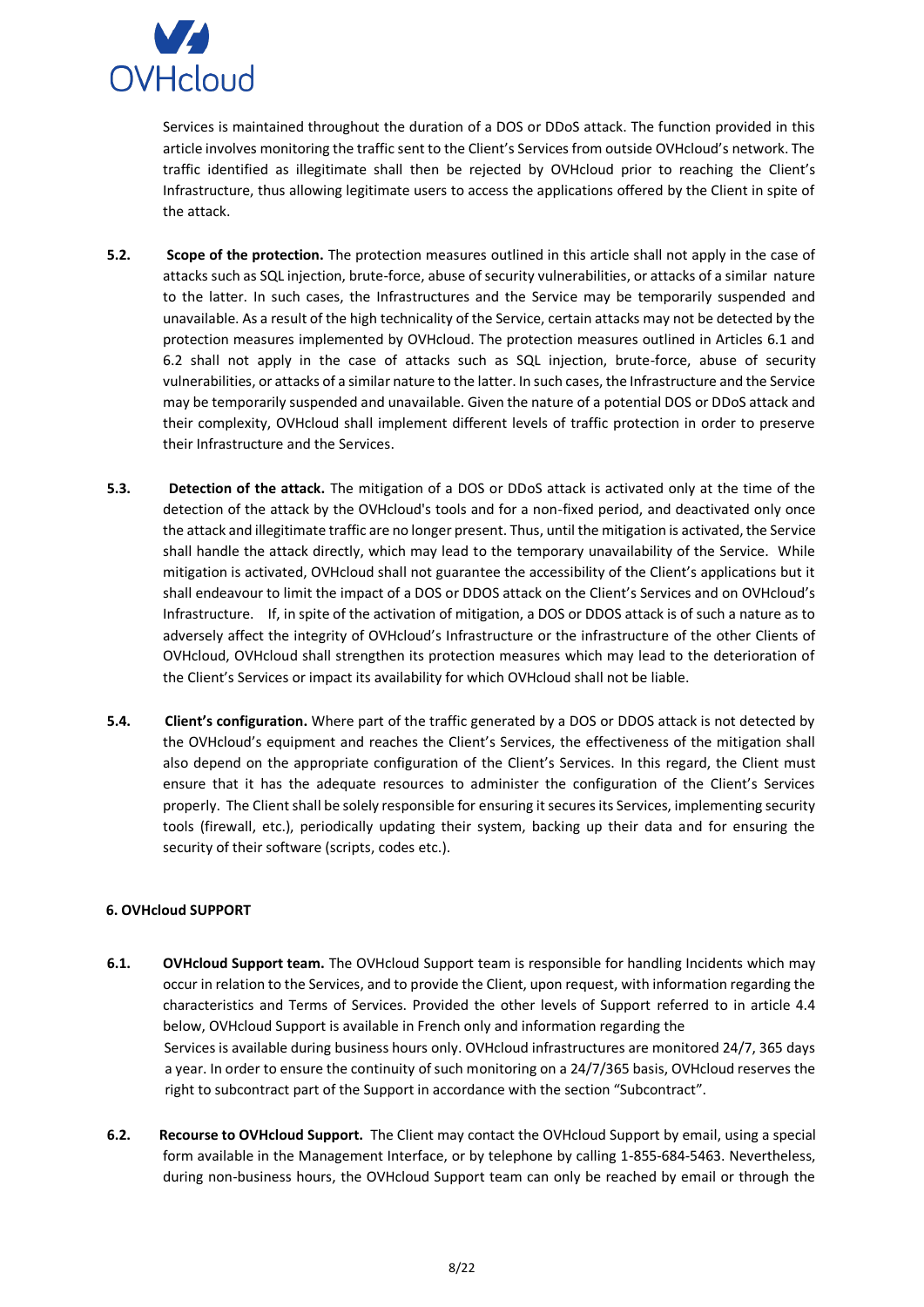Services is maintained throughout the duration of a DOS or DDoS attack. The function provided in this article involves monitoring the traffic sent to the Client's Services from outside OVHcloud's network. The traffic identified as illegitimate shall then be rejected by OVHcloud prior to reaching the Client's Infrastructure, thus allowing legitimate users to access the applications offered by the Client in spite of the attack.

**5.2. Scope of the protection.** The protection measures outlined in this article shall not apply in the case of attacks such as SQL injection, brute-force, abuse of security vulnerabilities, or attacks of a similar nature to the latter. In such cases, the Infrastructures and the Service may be temporarily suspended and unavailable. As a result of the high technicality of the Service, certain attacks may not be detected by the protection measures implemented by OVHcloud. The protection measures outlined in Articles 6.1 and 6.2 shall not apply in the case of attacks such as SQL injection, brute-force, abuse of security vulnerabilities, or attacks of a similar nature to the latter. In such cases, the Infrastructure and the Service may be temporarily suspended and unavailable. Given the nature of a potential DOS or DDoS attack and their complexity, OVHcloud shall implement different levels of traffic protection in order to preserve their Infrastructure and the Services.

**5.3. Detection of the attack.** The mitigation of a DOS or DDoS attack is activated only at the time of the detection of the attack by the OVHcloud's tools and for a non-fixed period, and deactivated only once the attack and illegitimate traffic are no longer present. Thus, until the mitigation is activated, the Service shall handle the attack directly, which may lead to the temporary unavailability of the Service. While mitigation is activated, OVHcloud shall not guarantee the accessibility of the Client's applications but it shall endeavour to limit the impact of a DOS or DDOS attack on the Client's Services and on OVHcloud's Infrastructure. If, in spite of the activation of mitigation, a DOS or DDOS attack is of such a nature as to adversely affect the integrity of OVHcloud's Infrastructure or the infrastructure of the other Clients of OVHcloud, OVHcloud shall strengthen its protection measures which may lead to the deterioration of the Client's Services or impact its availability for which OVHcloud shall not be liable.

**5.4. Client's configuration.** Where part of the traffic generated by a DOS or DDOS attack is not detected by the OVHcloud's equipment and reaches the Client's Services, the effectiveness of the mitigation shall also depend on the appropriate configuration of the Client's Services. In this regard, the Client must ensure that it has the adequate resources to administer the configuration of the Client's Services properly. The Client shall be solely responsible for ensuring it secures its Services, implementing security tools (firewall, etc.), periodically updating their system, backing up their data and for ensuring the security of their software (scripts, codes etc.).

## 6. OVHcloud SUPPORT

**6.1. OVHcloud Support team.** The OVHcloud Support team is responsible for handling Incidents which may occur in relation to the Services, and to provide the Client, upon request, with information regarding the characteristics and Terms of Services. Provided the other levels of Support referred to in article 4.4 below, OVHcloud Support is available in French only and information regarding the Services is available during business hours only. OVHcloud infrastructures are monitored 24/7, 365 days a year. In order to ensure the continuity of such monitoring on a 24/7/365 basis, OVHcloud reserves the right to subcontract part of the Support in accordance with the section "Subcontract".

**6.2. Recourse to OVHcloud Support.** The Client may contact the OVHcloud Support by email, using a special form available in the Management Interface, or by telephone by calling 1-855-684-5463. Nevertheless, during non-business hours, the OVHcloud Support team can only be reached by email or through the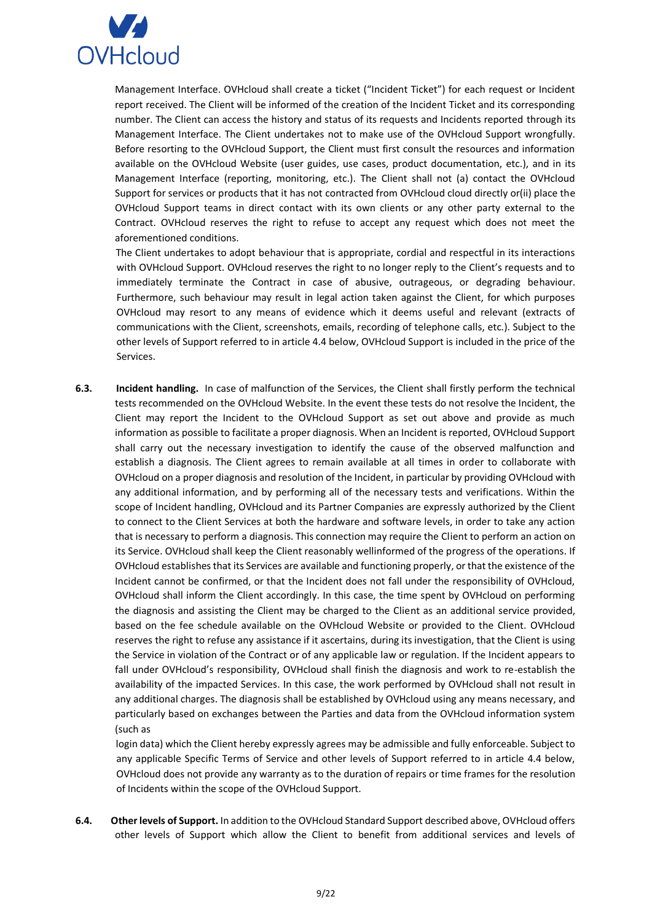Management Interface. OVHcloud shall create a ticket ("Incident Ticket") for each request or Incident report received. The Client will be informed of the creation of the Incident Ticket and its corresponding number. The Client can access the history and status of its requests and Incidents reported through its Management Interface. The Client undertakes not to make use of the OVHcloud Support wrongfully. Before resorting to the OVHcloud Support, the Client must first consult the resources and information available on the OVHcloud Website (user guides, use cases, product documentation, etc.), and in its Management Interface (reporting, monitoring, etc.). The Client shall not (a) contact the OVHcloud Support for services or products that it has not contracted from OVHcloud cloud directly or(ii) place the OVHcloud Support teams in direct contact with its own clients or any other party external to the Contract. OVHcloud reserves the right to refuse to accept any request which does not meet the aforementioned conditions.

The Client undertakes to adopt behaviour that is appropriate, cordial and respectful in its interactions with OVHcloud Support. OVHcloud reserves the right to no longer reply to the Client's requests and to immediately terminate the Contract in case of abusive, outrageous, or degrading behaviour. Furthermore, such behaviour may result in legal action taken against the Client, for which purposes OVHcloud may resort to any means of evidence which it deems useful and relevant (extracts of communications with the Client, screenshots, emails, recording of telephone calls, etc.). Subject to the other levels of Support referred to in article 4.4 below, OVHcloud Support is included in the price of the Services.

**6.3. Incident handling.** In case of malfunction of the Services, the Client shall firstly perform the technical tests recommended on the OVHcloud Website. In the event these tests do not resolve the Incident, the Client may report the Incident to the OVHcloud Support as set out above and provide as much information as possible to facilitate a proper diagnosis. When an Incident is reported, OVHcloud Support shall carry out the necessary investigation to identify the cause of the observed malfunction and establish a diagnosis. The Client agrees to remain available at all times in order to collaborate with OVHcloud on a proper diagnosis and resolution of the Incident, in particular by providing OVHcloud with any additional information, and by performing all of the necessary tests and verifications. Within the scope of Incident handling, OVHcloud and its Partner Companies are expressly authorized by the Client to connect to the Client Services at both the hardware and software levels, in order to take any action that is necessary to perform a diagnosis. This connection may require the Client to perform an action on its Service. OVHcloud shall keep the Client reasonably wellinformed of the progress of the operations. If OVHcloud establishes that its Services are available and functioning properly, or that the existence of the Incident cannot be confirmed, or that the Incident does not fall under the responsibility of OVHcloud, OVHcloud shall inform the Client accordingly. In this case, the time spent by OVHcloud on performing the diagnosis and assisting the Client may be charged to the Client as an additional service provided, based on the fee schedule available on the OVHcloud Website or provided to the Client. OVHcloud reserves the right to refuse any assistance if it ascertains, during its investigation, that the Client is using the Service in violation of the Contract or of any applicable law or regulation. If the Incident appears to fall under OVHcloud's responsibility, OVHcloud shall finish the diagnosis and work to re-establish the availability of the impacted Services. In this case, the work performed by OVHcloud shall not result in any additional charges. The diagnosis shall be established by OVHcloud using any means necessary, and particularly based on exchanges between the Parties and data from the OVHcloud information system (such as login data) which the Client hereby expressly agrees may be admissible and fully enforceable. Subject to any applicable Specific Terms of Service and other levels of Support referred to in article 4.4 below, OVHcloud does not provide any warranty as to the duration of repairs or time frames for the resolution of Incidents within the scope of the OVHcloud Support.

**6.4. Other levels of Support.** In addition to the OVHcloud Standard Support described above, OVHcloud offers other levels of Support which allow the Client to benefit from additional services and levels of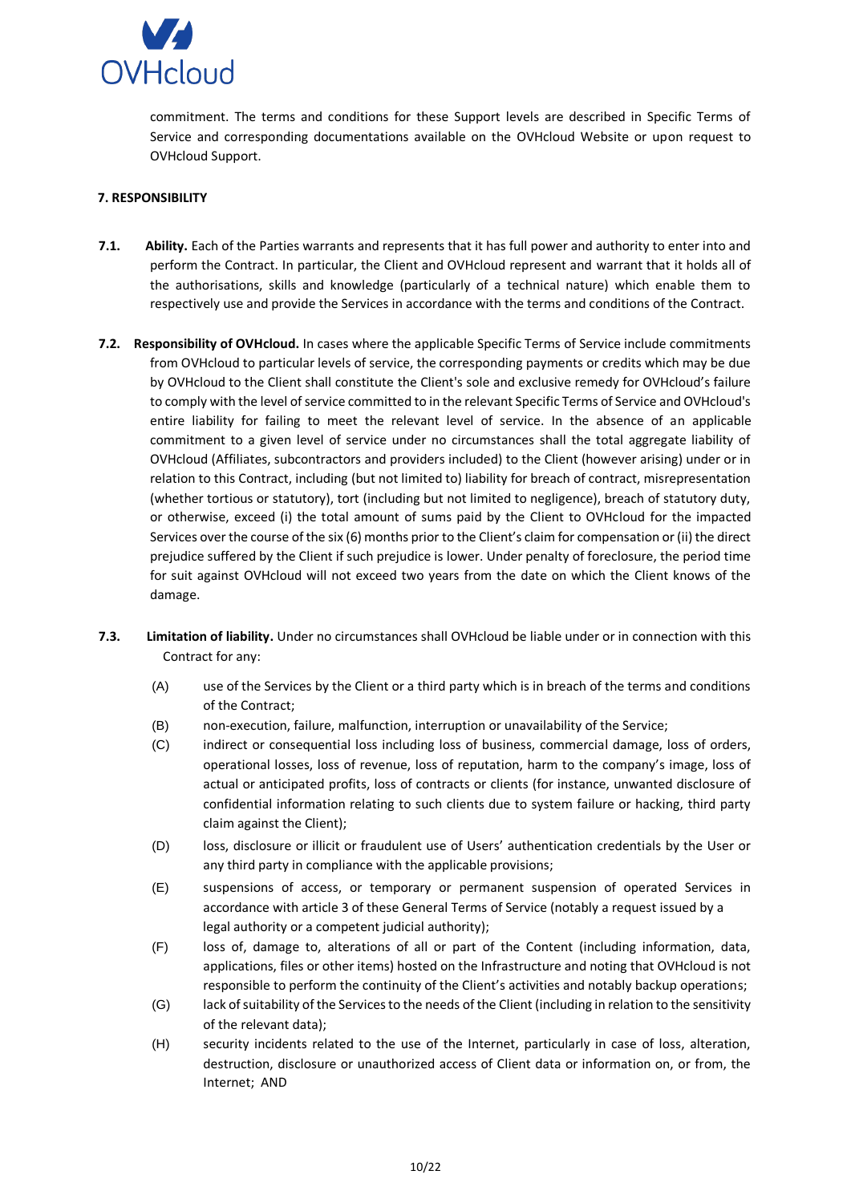commitment. The terms and conditions for these Support levels are described in Specific Terms of Service and corresponding documentations available on the OVHcloud Website or upon request to OVHcloud Support.

**7. RESPONSIBILITY**

**7.1. Ability.** Each of the Parties warrants and represents that it has full power and authority to enter into and perform the Contract. In particular, the Client and OVHcloud represent and warrant that it holds all of the authorisations, skills and knowledge (particularly of a technical nature) which enable them to respectively use and provide the Services in accordance with the terms and conditions of the Contract.

**7.2. Responsibility of OVHcloud.** In cases where the applicable Specific Terms of Service include commitments from OVHcloud to particular levels of service, the corresponding payments or credits which may be due by OVHcloud to the Client shall constitute the Client's sole and exclusive remedy for OVHcloud's failure to comply with the level of service committed to in the relevant Specific Terms of Service and OVHcloud's entire liability for failing to meet the relevant level of service. In the absence of an applicable commitment to a given level of service under no circumstances shall the total aggregate liability of OVHcloud (Affiliates, subcontractors and providers included) to the Client (however arising) under or in relation to this Contract, including (but not limited to) liability for breach of contract, misrepresentation (whether tortious or statutory), tort (including but not limited to negligence), breach of statutory duty, or otherwise, exceed (i) the total amount of sums paid by the Client to OVHcloud for the impacted Services over the course of the six (6) months prior to the Client's claim for compensation or (ii) the direct prejudice suffered by the Client if such prejudice is lower. Under penalty of foreclosure, the period time for suit against OVHcloud will not exceed two years from the date on which the Client knows of the damage.

**7.3. Limitation of liability.** Under no circumstances shall OVHcloud be liable under or in connection with this Contract for any:

(A) use of the Services by the Client or a third party which is in breach of the terms and conditions of the Contract;

(B) non-execution, failure, malfunction, interruption or unavailability of the Service;

(C) indirect or consequential loss including loss of business, commercial damage, loss of orders, operational losses, loss of revenue, loss of reputation, harm to the company's image, loss of actual or anticipated profits, loss of contracts or clients (for instance, unwanted disclosure of confidential information relating to such clients due to system failure or hacking, third party claim against the Client);

(D) loss, disclosure or illicit or fraudulent use of Users' authentication credentials by the User or any third party in compliance with the applicable provisions;

(E) suspensions of access, or temporary or permanent suspension of operated Services in accordance with article 3 of these General Terms of Service (notably a request issued by a legal authority or a competent judicial authority);

(F) loss of, damage to, alterations of all or part of the Content (including information, data, applications, files or other items) hosted on the Infrastructure and noting that OVHcloud is not responsible to perform the continuity of the Client's activities and notably backup operations;

(G) lack of suitability of the Services to the needs of the Client (including in relation to the sensitivity of the relevant data);

(H) security incidents related to the use of the Internet, particularly in case of loss, alteration, destruction, disclosure or unauthorized access of Client data or information on, or from, the Internet; AND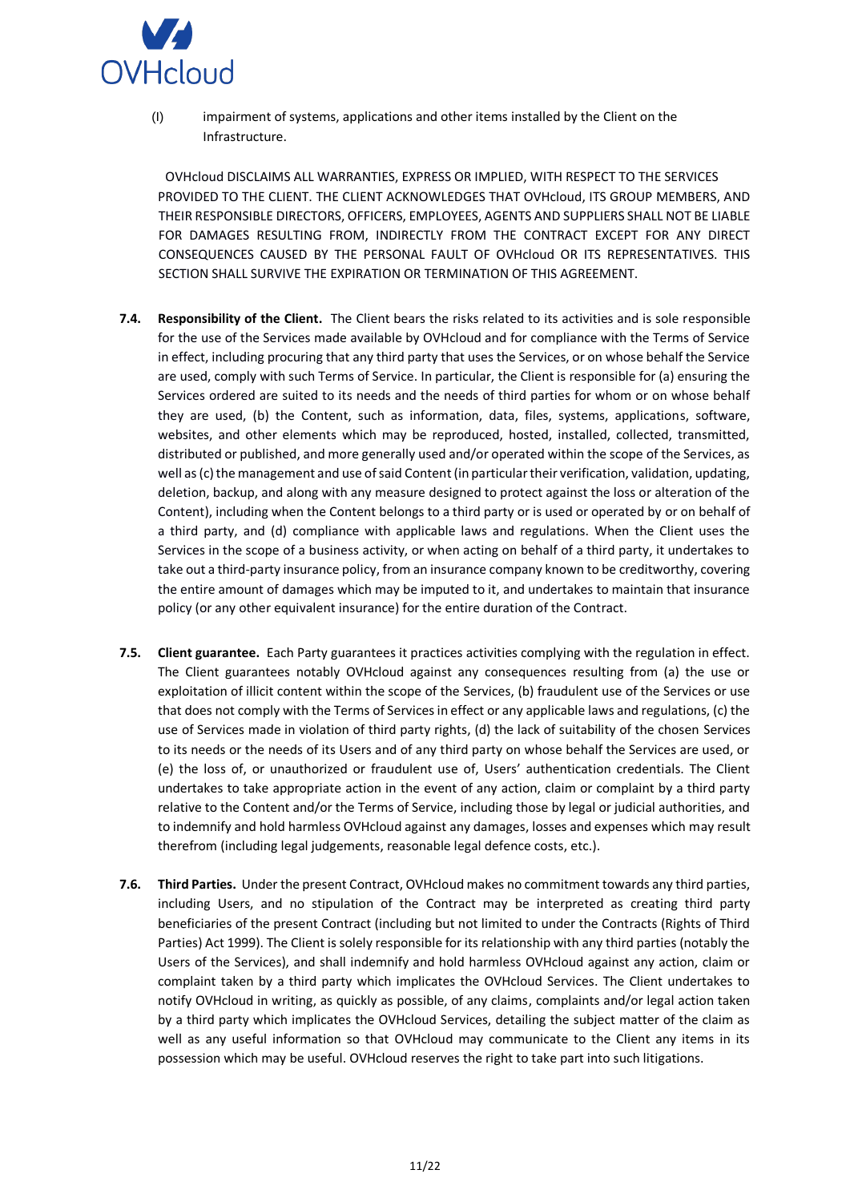(l) impairment of systems, applications and other items installed by the Client on the Infrastructure.

OVHcloud DISCLAIMS ALL WARRANTIES, EXPRESS OR IMPLIED, WITH RESPECT TO THE SERVICES PROVIDED TO THE CLIENT. THE CLIENT ACKNOWLEDGES THAT OVHcloud, ITS GROUP MEMBERS, AND THEIR RESPONSIBLE DIRECTORS, OFFICERS, EMPLOYEES, AGENTS AND SUPPLIERS SHALL NOT BE LIABLE FOR DAMAGES RESULTING FROM, INDIRECTLY FROM THE CONTRACT EXCEPT FOR ANY DIRECT CONSEQUENCES CAUSED BY THE PERSONAL FAULT OF OVHcloud OR ITS REPRESENTATIVES. THIS SECTION SHALL SURVIVE THE EXPIRATION OR TERMINATION OF THIS AGREEMENT.

**7.4. Responsibility of the Client.** The Client bears the risks related to its activities and is sole responsible for the use of the Services made available by OVHcloud and for compliance with the Terms of Service in effect, including procuring that any third party that uses the Services, or on whose behalf the Service are used, comply with such Terms of Service. In particular, the Client is responsible for (a) ensuring the Services ordered are suited to its needs and the needs of third parties for whom or on whose behalf they are used, (b) the Content, such as information, data, files, systems, applications, software, websites, and other elements which may be reproduced, hosted, installed, collected, transmitted, distributed or published, and more generally used and/or operated within the scope of the Services, as well as (c) the management and use of said Content (in particular their verification, validation, updating, deletion, backup, and along with any measure designed to protect against the loss or alteration of the Content), including when the Content belongs to a third party or is used or operated by or on behalf of a third party, and (d) compliance with applicable laws and regulations. When the Client uses the Services in the scope of a business activity, or when acting on behalf of a third party, it undertakes to take out a third-party insurance policy, from an insurance company known to be creditworthy, covering the entire amount of damages which may be imputed to it, and undertakes to maintain that insurance policy (or any other equivalent insurance) for the entire duration of the Contract.

**7.5. Client guarantee.** Each Party guarantees it practices activities complying with the regulation in effect. The Client guarantees notably OVHcloud against any consequences resulting from (a) the use or exploitation of illicit content within the scope of the Services, (b) fraudulent use of the Services or use that does not comply with the Terms of Services in effect or any applicable laws and regulations, (c) the use of Services made in violation of third party rights, (d) the lack of suitability of the chosen Services to its needs or the needs of its Users and of any third party on whose behalf the Services are used, or (e) the loss of, or unauthorized or fraudulent use of, Users' authentication credentials. The Client undertakes to take appropriate action in the event of any action, claim or complaint by a third party relative to the Content and/or the Terms of Service, including those by legal or judicial authorities, and to indemnify and hold harmless OVHcloud against any damages, losses and expenses which may result therefrom (including legal judgements, reasonable legal defence costs, etc.).

**7.6. Third Parties.** Under the present Contract, OVHcloud makes no commitment towards any third parties, including Users, and no stipulation of the Contract may be interpreted as creating third party beneficiaries of the present Contract (including but not limited to under the Contracts (Rights of Third Parties) Act 1999). The Client is solely responsible for its relationship with any third parties (notably the Users of the Services), and shall indemnify and hold harmless OVHcloud against any action, claim or complaint taken by a third party which implicates the OVHcloud Services. The Client undertakes to notify OVHcloud in writing, as quickly as possible, of any claims, complaints and/or legal action taken by a third party which implicates the OVHcloud Services, detailing the subject matter of the claim as well as any useful information so that OVHcloud may communicate to the Client any items in its possession which may be useful. OVHcloud reserves the right to take part into such litigations.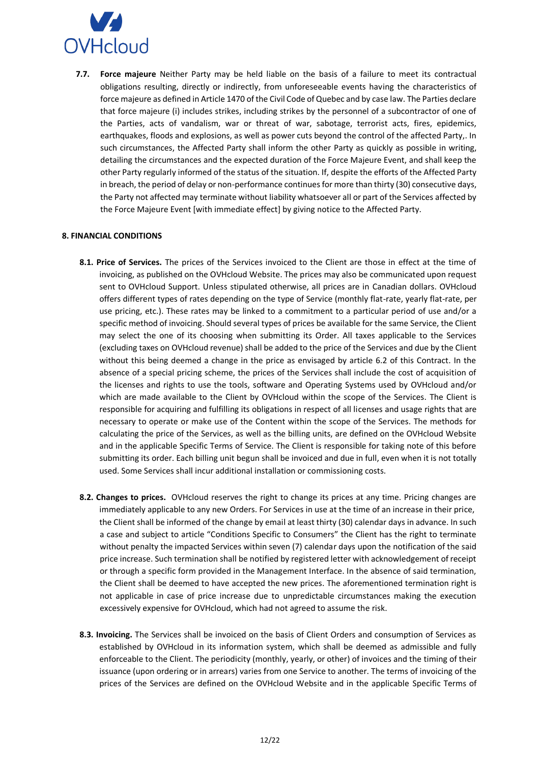**7.7. Force majeure** Neither Party may be held liable on the basis of a failure to meet its contractual obligations resulting, directly or indirectly, from unforeseeable events having the characteristics of force majeure as defined in Article 1470 of the Civil Code of Quebec and by case law. The Parties declare that force majeure (i) includes strikes, including strikes by the personnel of a subcontractor of one of the Parties, acts of vandalism, war or threat of war, sabotage, terrorist acts, fires, epidemics, earthquakes, floods and explosions, as well as power cuts beyond the control of the affected Party,. In such circumstances, the Affected Party shall inform the other Party as quickly as possible in writing, detailing the circumstances and the expected duration of the Force Majeure Event, and shall keep the other Party regularly informed of the status of the situation. If, despite the efforts of the Affected Party in breach, the period of delay or non-performance continues for more than thirty (30) consecutive days, the Party not affected may terminate without liability whatsoever all or part of the Services affected by the Force Majeure Event [with immediate effect] by giving notice to the Affected Party.

## 8. FINANCIAL CONDITIONS

**8.1. Price of Services.** The prices of the Services invoiced to the Client are those in effect at the time of invoicing, as published on the OVHcloud Website. The prices may also be communicated upon request sent to OVHcloud Support. Unless stipulated otherwise, all prices are in Canadian dollars. OVHcloud offers different types of rates depending on the type of Service (monthly flat-rate, yearly flat-rate, per use pricing, etc.). These rates may be linked to a commitment to a particular period of use and/or a specific method of invoicing. Should several types of prices be available for the same Service, the Client may select the one of its choosing when submitting its Order. All taxes applicable to the Services (excluding taxes on OVHcloud revenue) shall be added to the price of the Services and due by the Client without this being deemed a change in the price as envisaged by article 6.2 of this Contract. In the absence of a special pricing scheme, the prices of the Services shall include the cost of acquisition of the licenses and rights to use the tools, software and Operating Systems used by OVHcloud and/or which are made available to the Client by OVHcloud within the scope of the Services. The Client is responsible for acquiring and fulfilling its obligations in respect of all licenses and usage rights that are necessary to operate or make use of the Content within the scope of the Services. The methods for calculating the price of the Services, as well as the billing units, are defined on the OVHcloud Website and in the applicable Specific Terms of Service. The Client is responsible for taking note of this before submitting its order. Each billing unit begun shall be invoiced and due in full, even when it is not totally used. Some Services shall incur additional installation or commissioning costs.

**8.2. Changes to prices.** OVHcloud reserves the right to change its prices at any time. Pricing changes are immediately applicable to any new Orders. For Services in use at the time of an increase in their price, the Client shall be informed of the change by email at least thirty (30) calendar days in advance. In such a case and subject to article "Conditions Specific to Consumers" the Client has the right to terminate without penalty the impacted Services within seven (7) calendar days upon the notification of the said price increase. Such termination shall be notified by registered letter with acknowledgement of receipt or through a specific form provided in the Management Interface. In the absence of said termination, the Client shall be deemed to have accepted the new prices. The aforementioned termination right is not applicable in case of price increase due to unpredictable circumstances making the execution excessively expensive for OVHcloud, which had not agreed to assume the risk.

**8.3. Invoicing.** The Services shall be invoiced on the basis of Client Orders and consumption of Services as established by OVHcloud in its information system, which shall be deemed as admissible and fully enforceable to the Client. The periodicity (monthly, yearly, or other) of invoices and the timing of their issuance (upon ordering or in arrears) varies from one Service to another. The terms of invoicing of the prices of the Services are defined on the OVHcloud Website and in the applicable Specific Terms of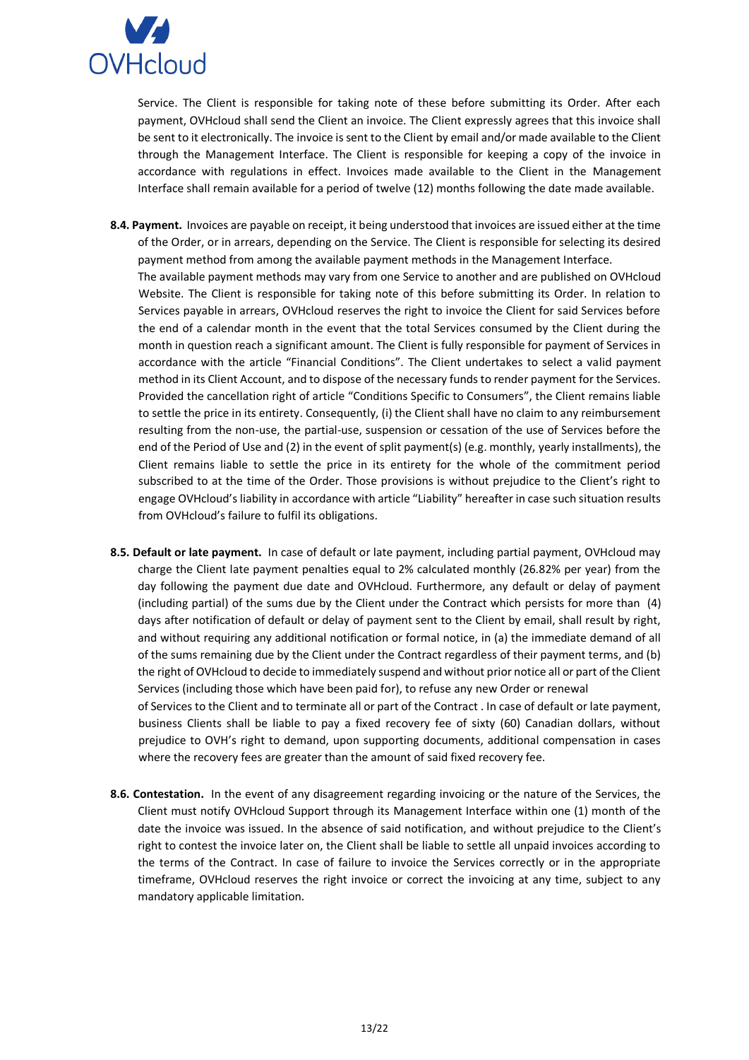Service. The Client is responsible for taking note of these before submitting its Order. After each payment, OVHcloud shall send the Client an invoice. The Client expressly agrees that this invoice shall be sent to it electronically. The invoice is sent to the Client by email and/or made available to the Client through the Management Interface. The Client is responsible for keeping a copy of the invoice in accordance with regulations in effect. Invoices made available to the Client in the Management Interface shall remain available for a period of twelve (12) months following the date made available.

**8.4. Payment.** Invoices are payable on receipt, it being understood that invoices are issued either at the time of the Order, or in arrears, depending on the Service. The Client is responsible for selecting its desired payment method from among the available payment methods in the Management Interface.
The available payment methods may vary from one Service to another and are published on OVHcloud Website. The Client is responsible for taking note of this before submitting its Order. In relation to Services payable in arrears, OVHcloud reserves the right to invoice the Client for said Services before the end of a calendar month in the event that the total Services consumed by the Client during the month in question reach a significant amount. The Client is fully responsible for payment of Services in accordance with the article "Financial Conditions". The Client undertakes to select a valid payment method in its Client Account, and to dispose of the necessary funds to render payment for the Services. Provided the cancellation right of article "Conditions Specific to Consumers", the Client remains liable to settle the price in its entirety. Consequently, (i) the Client shall have no claim to any reimbursement resulting from the non-use, the partial-use, suspension or cessation of the use of Services before the end of the Period of Use and (2) in the event of split payment(s) (e.g. monthly, yearly installments), the Client remains liable to settle the price in its entirety for the whole of the commitment period subscribed to at the time of the Order. Those provisions is without prejudice to the Client's right to engage OVHcloud's liability in accordance with article "Liability" hereafter in case such situation results from OVHcloud's failure to fulfil its obligations.

**8.5. Default or late payment.** In case of default or late payment, including partial payment, OVHcloud may charge the Client late payment penalties equal to 2% calculated monthly (26.82% per year) from the day following the payment due date and OVHcloud. Furthermore, any default or delay of payment (including partial) of the sums due by the Client under the Contract which persists for more than (4) days after notification of default or delay of payment sent to the Client by email, shall result by right, and without requiring any additional notification or formal notice, in (a) the immediate demand of all of the sums remaining due by the Client under the Contract regardless of their payment terms, and (b) the right of OVHcloud to decide to immediately suspend and without prior notice all or part of the Client Services (including those which have been paid for), to refuse any new Order or renewal of Services to the Client and to terminate all or part of the Contract . In case of default or late payment, business Clients shall be liable to pay a fixed recovery fee of sixty (60) Canadian dollars, without prejudice to OVH's right to demand, upon supporting documents, additional compensation in cases where the recovery fees are greater than the amount of said fixed recovery fee.

**8.6. Contestation.** In the event of any disagreement regarding invoicing or the nature of the Services, the Client must notify OVHcloud Support through its Management Interface within one (1) month of the date the invoice was issued. In the absence of said notification, and without prejudice to the Client's right to contest the invoice later on, the Client shall be liable to settle all unpaid invoices according to the terms of the Contract. In case of failure to invoice the Services correctly or in the appropriate timeframe, OVHcloud reserves the right invoice or correct the invoicing at any time, subject to any mandatory applicable limitation.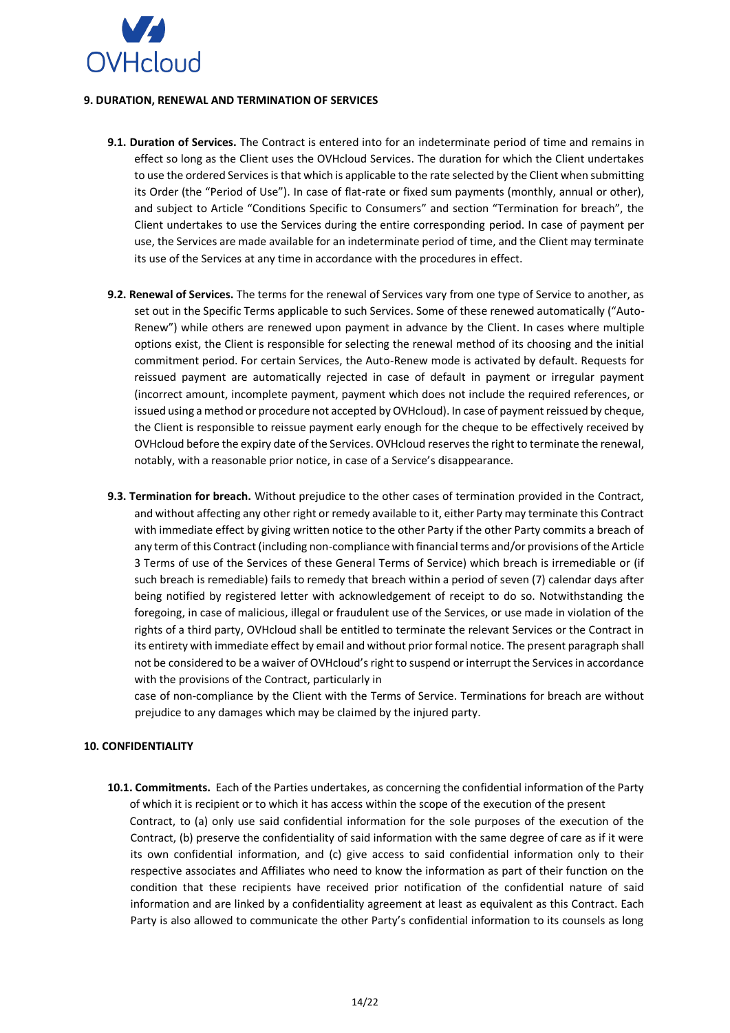## 9. DURATION, RENEWAL AND TERMINATION OF SERVICES

**9.1. Duration of Services.** The Contract is entered into for an indeterminate period of time and remains in effect so long as the Client uses the OVHcloud Services. The duration for which the Client undertakes to use the ordered Services is that which is applicable to the rate selected by the Client when submitting its Order (the "Period of Use"). In case of flat-rate or fixed sum payments (monthly, annual or other), and subject to Article "Conditions Specific to Consumers" and section "Termination for breach", the Client undertakes to use the Services during the entire corresponding period. In case of payment per use, the Services are made available for an indeterminate period of time, and the Client may terminate its use of the Services at any time in accordance with the procedures in effect.

**9.2. Renewal of Services.** The terms for the renewal of Services vary from one type of Service to another, as set out in the Specific Terms applicable to such Services. Some of these renewed automatically ("Auto-Renew") while others are renewed upon payment in advance by the Client. In cases where multiple options exist, the Client is responsible for selecting the renewal method of its choosing and the initial commitment period. For certain Services, the Auto-Renew mode is activated by default. Requests for reissued payment are automatically rejected in case of default in payment or irregular payment (incorrect amount, incomplete payment, payment which does not include the required references, or issued using a method or procedure not accepted by OVHcloud). In case of payment reissued by cheque, the Client is responsible to reissue payment early enough for the cheque to be effectively received by OVHcloud before the expiry date of the Services. OVHcloud reserves the right to terminate the renewal, notably, with a reasonable prior notice, in case of a Service's disappearance.

**9.3. Termination for breach.** Without prejudice to the other cases of termination provided in the Contract, and without affecting any other right or remedy available to it, either Party may terminate this Contract with immediate effect by giving written notice to the other Party if the other Party commits a breach of any term of this Contract (including non-compliance with financial terms and/or provisions of the Article 3 Terms of use of the Services of these General Terms of Service) which breach is irremediable or (if such breach is remediable) fails to remedy that breach within a period of seven (7) calendar days after being notified by registered letter with acknowledgement of receipt to do so. Notwithstanding the foregoing, in case of malicious, illegal or fraudulent use of the Services, or use made in violation of the rights of a third party, OVHcloud shall be entitled to terminate the relevant Services or the Contract in its entirety with immediate effect by email and without prior formal notice. The present paragraph shall not be considered to be a waiver of OVHcloud's right to suspend or interrupt the Services in accordance with the provisions of the Contract, particularly in case of non-compliance by the Client with the Terms of Service. Terminations for breach are without prejudice to any damages which may be claimed by the injured party.

## 10. CONFIDENTIALITY

**10.1. Commitments.** Each of the Parties undertakes, as concerning the confidential information of the Party of which it is recipient or to which it has access within the scope of the execution of the present Contract, to (a) only use said confidential information for the sole purposes of the execution of the Contract, (b) preserve the confidentiality of said information with the same degree of care as if it were its own confidential information, and (c) give access to said confidential information only to their respective associates and Affiliates who need to know the information as part of their function on the condition that these recipients have received prior notification of the confidential nature of said information and are linked by a confidentiality agreement at least as equivalent as this Contract. Each Party is also allowed to communicate the other Party's confidential information to its counsels as long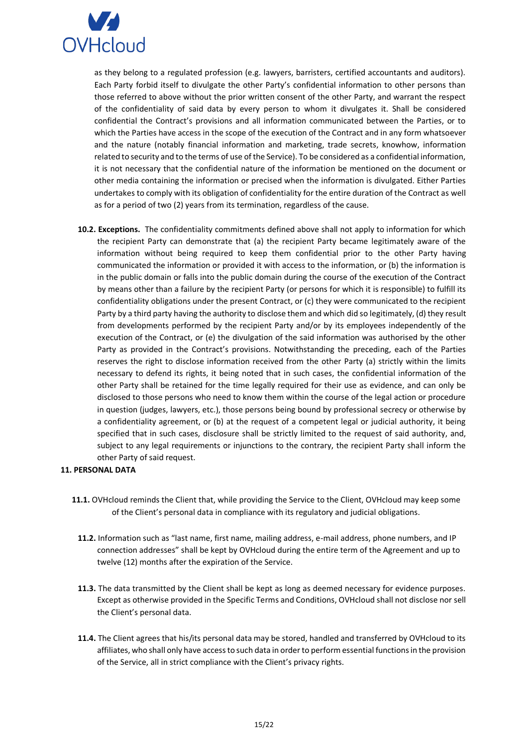as they belong to a regulated profession (e.g. lawyers, barristers, certified accountants and auditors). Each Party forbid itself to divulgate the other Party's confidential information to other persons than those referred to above without the prior written consent of the other Party, and warrant the respect of the confidentiality of said data by every person to whom it divulgates it. Shall be considered confidential the Contract's provisions and all information communicated between the Parties, or to which the Parties have access in the scope of the execution of the Contract and in any form whatsoever and the nature (notably financial information and marketing, trade secrets, knowhow, information related to security and to the terms of use of the Service). To be considered as a confidential information, it is not necessary that the confidential nature of the information be mentioned on the document or other media containing the information or precised when the information is divulgated. Either Parties undertakes to comply with its obligation of confidentiality for the entire duration of the Contract as well as for a period of two (2) years from its termination, regardless of the cause.

**10.2. Exceptions.** The confidentiality commitments defined above shall not apply to information for which the recipient Party can demonstrate that (a) the recipient Party became legitimately aware of the information without being required to keep them confidential prior to the other Party having communicated the information or provided it with access to the information, or (b) the information is in the public domain or falls into the public domain during the course of the execution of the Contract by means other than a failure by the recipient Party (or persons for which it is responsible) to fulfill its confidentiality obligations under the present Contract, or (c) they were communicated to the recipient Party by a third party having the authority to disclose them and which did so legitimately, (d) they result from developments performed by the recipient Party and/or by its employees independently of the execution of the Contract, or (e) the divulgation of the said information was authorised by the other Party as provided in the Contract's provisions. Notwithstanding the preceding, each of the Parties reserves the right to disclose information received from the other Party (a) strictly within the limits necessary to defend its rights, it being noted that in such cases, the confidential information of the other Party shall be retained for the time legally required for their use as evidence, and can only be disclosed to those persons who need to know them within the course of the legal action or procedure in question (judges, lawyers, etc.), those persons being bound by professional secrecy or otherwise by a confidentiality agreement, or (b) at the request of a competent legal or judicial authority, it being specified that in such cases, disclosure shall be strictly limited to the request of said authority, and, subject to any legal requirements or injunctions to the contrary, the recipient Party shall inform the other Party of said request.

## 11. PERSONAL DATA

**11.1.** OVHcloud reminds the Client that, while providing the Service to the Client, OVHcloud may keep some of the Client's personal data in compliance with its regulatory and judicial obligations.

**11.2.** Information such as "last name, first name, mailing address, e-mail address, phone numbers, and IP connection addresses" shall be kept by OVHcloud during the entire term of the Agreement and up to twelve (12) months after the expiration of the Service.

**11.3.** The data transmitted by the Client shall be kept as long as deemed necessary for evidence purposes. Except as otherwise provided in the Specific Terms and Conditions, OVHcloud shall not disclose nor sell the Client's personal data.

**11.4.** The Client agrees that his/its personal data may be stored, handled and transferred by OVHcloud to its affiliates, who shall only have access to such data in order to perform essential functions in the provision of the Service, all in strict compliance with the Client's privacy rights.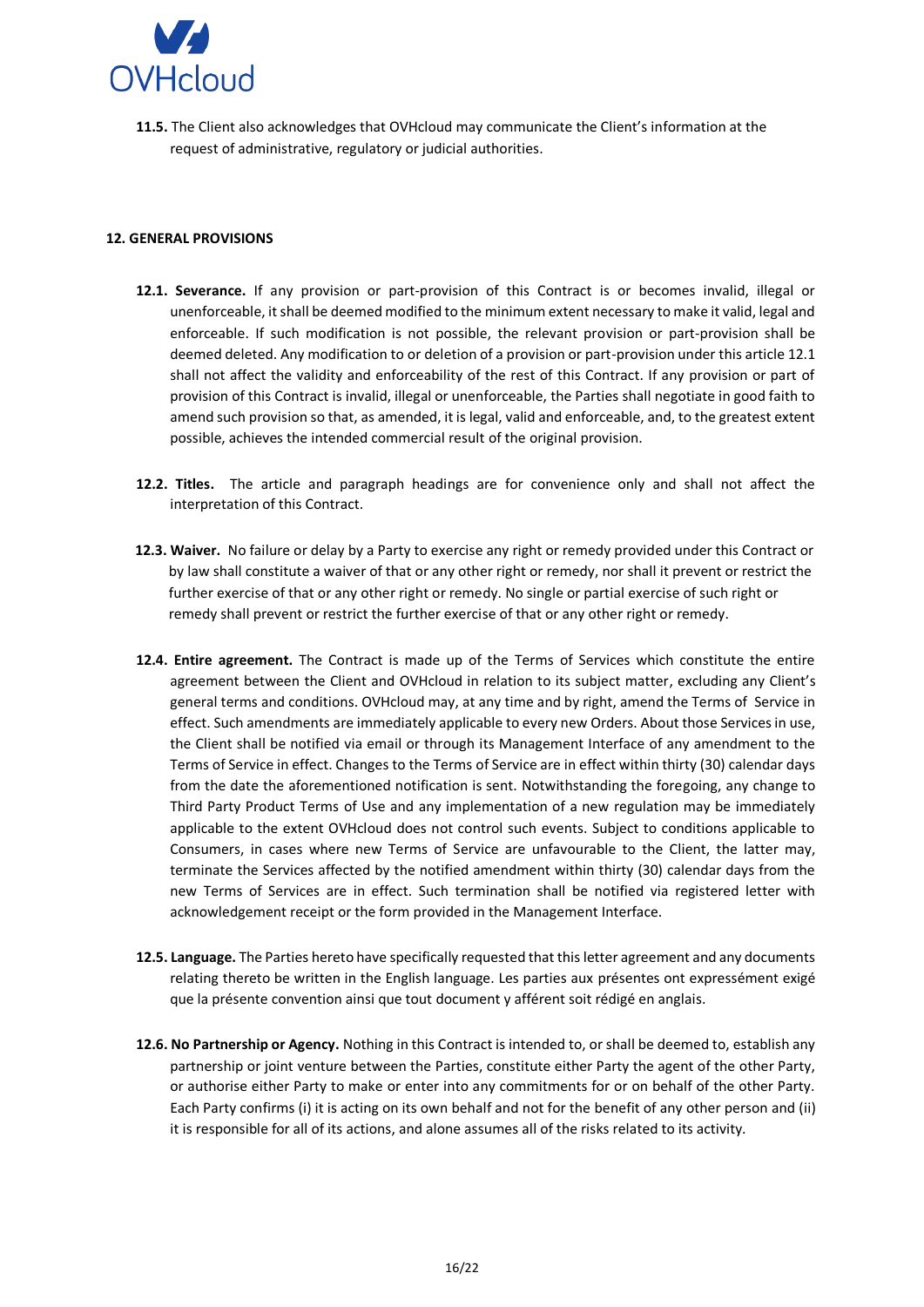**11.5.** The Client also acknowledges that OVHcloud may communicate the Client's information at the request of administrative, regulatory or judicial authorities.

## 12. GENERAL PROVISIONS

**12.1. Severance.** If any provision or part-provision of this Contract is or becomes invalid, illegal or unenforceable, it shall be deemed modified to the minimum extent necessary to make it valid, legal and enforceable. If such modification is not possible, the relevant provision or part-provision shall be deemed deleted. Any modification to or deletion of a provision or part-provision under this article 12.1 shall not affect the validity and enforceability of the rest of this Contract. If any provision or part of provision of this Contract is invalid, illegal or unenforceable, the Parties shall negotiate in good faith to amend such provision so that, as amended, it is legal, valid and enforceable, and, to the greatest extent possible, achieves the intended commercial result of the original provision.

**12.2. Titles.** The article and paragraph headings are for convenience only and shall not affect the interpretation of this Contract.

**12.3. Waiver.** No failure or delay by a Party to exercise any right or remedy provided under this Contract or by law shall constitute a waiver of that or any other right or remedy, nor shall it prevent or restrict the further exercise of that or any other right or remedy. No single or partial exercise of such right or remedy shall prevent or restrict the further exercise of that or any other right or remedy.

**12.4. Entire agreement.** The Contract is made up of the Terms of Services which constitute the entire agreement between the Client and OVHcloud in relation to its subject matter, excluding any Client's general terms and conditions. OVHcloud may, at any time and by right, amend the Terms of Service in effect. Such amendments are immediately applicable to every new Orders. About those Services in use, the Client shall be notified via email or through its Management Interface of any amendment to the Terms of Service in effect. Changes to the Terms of Service are in effect within thirty (30) calendar days from the date the aforementioned notification is sent. Notwithstanding the foregoing, any change to Third Party Product Terms of Use and any implementation of a new regulation may be immediately applicable to the extent OVHcloud does not control such events. Subject to conditions applicable to Consumers, in cases where new Terms of Service are unfavourable to the Client, the latter may, terminate the Services affected by the notified amendment within thirty (30) calendar days from the new Terms of Services are in effect. Such termination shall be notified via registered letter with acknowledgement receipt or the form provided in the Management Interface.

**12.5. Language.** The Parties hereto have specifically requested that this letter agreement and any documents relating thereto be written in the English language. Les parties aux présentes ont expressément exigé que la présente convention ainsi que tout document y afférent soit rédigé en anglais.

**12.6. No Partnership or Agency.** Nothing in this Contract is intended to, or shall be deemed to, establish any partnership or joint venture between the Parties, constitute either Party the agent of the other Party, or authorise either Party to make or enter into any commitments for or on behalf of the other Party. Each Party confirms (i) it is acting on its own behalf and not for the benefit of any other person and (ii) it is responsible for all of its actions, and alone assumes all of the risks related to its activity.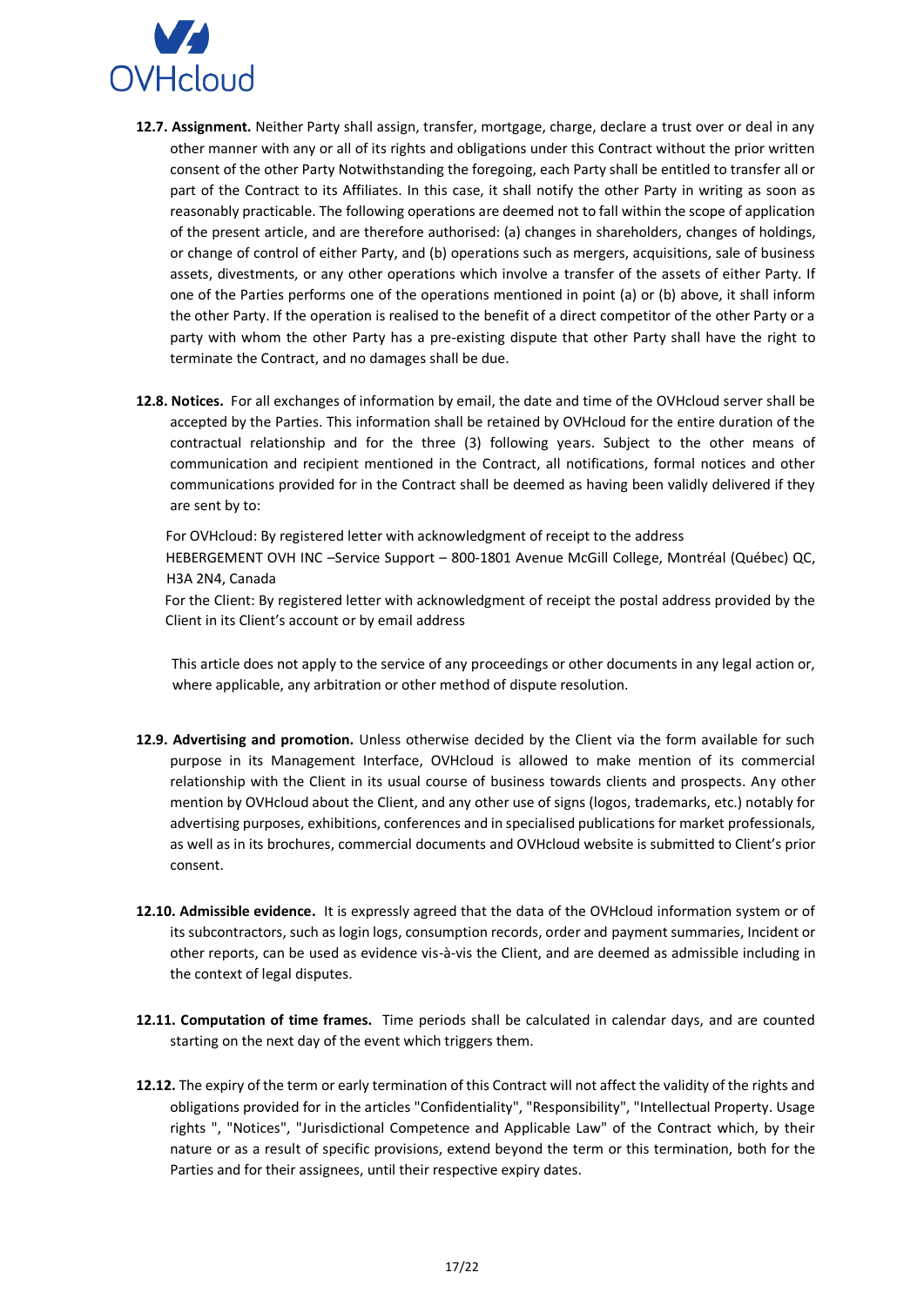**12.7. Assignment.** Neither Party shall assign, transfer, mortgage, charge, declare a trust over or deal in any other manner with any or all of its rights and obligations under this Contract without the prior written consent of the other Party Notwithstanding the foregoing, each Party shall be entitled to transfer all or part of the Contract to its Affiliates. In this case, it shall notify the other Party in writing as soon as reasonably practicable. The following operations are deemed not to fall within the scope of application of the present article, and are therefore authorised: (a) changes in shareholders, changes of holdings, or change of control of either Party, and (b) operations such as mergers, acquisitions, sale of business assets, divestments, or any other operations which involve a transfer of the assets of either Party. If one of the Parties performs one of the operations mentioned in point (a) or (b) above, it shall inform the other Party. If the operation is realised to the benefit of a direct competitor of the other Party or a party with whom the other Party has a pre-existing dispute that other Party shall have the right to terminate the Contract, and no damages shall be due.

**12.8. Notices.** For all exchanges of information by email, the date and time of the OVHcloud server shall be accepted by the Parties. This information shall be retained by OVHcloud for the entire duration of the contractual relationship and for the three (3) following years. Subject to the other means of communication and recipient mentioned in the Contract, all notifications, formal notices and other communications provided for in the Contract shall be deemed as having been validly delivered if they are sent by to:

For OVHcloud: By registered letter with acknowledgment of receipt to the address HEBERGEMENT OVH INC –Service Support – 800-1801 Avenue McGill College, Montréal (Québec) QC, H3A 2N4, Canada

For the Client: By registered letter with acknowledgment of receipt the postal address provided by the Client in its Client's account or by email address

This article does not apply to the service of any proceedings or other documents in any legal action or, where applicable, any arbitration or other method of dispute resolution.

**12.9. Advertising and promotion.** Unless otherwise decided by the Client via the form available for such purpose in its Management Interface, OVHcloud is allowed to make mention of its commercial relationship with the Client in its usual course of business towards clients and prospects. Any other mention by OVHcloud about the Client, and any other use of signs (logos, trademarks, etc.) notably for advertising purposes, exhibitions, conferences and in specialised publications for market professionals, as well as in its brochures, commercial documents and OVHcloud website is submitted to Client's prior consent.

**12.10. Admissible evidence.** It is expressly agreed that the data of the OVHcloud information system or of its subcontractors, such as login logs, consumption records, order and payment summaries, Incident or other reports, can be used as evidence vis-à-vis the Client, and are deemed as admissible including in the context of legal disputes.

**12.11. Computation of time frames.** Time periods shall be calculated in calendar days, and are counted starting on the next day of the event which triggers them.

**12.12.** The expiry of the term or early termination of this Contract will not affect the validity of the rights and obligations provided for in the articles "Confidentiality", "Responsibility", "Intellectual Property. Usage rights ", "Notices", "Jurisdictional Competence and Applicable Law" of the Contract which, by their nature or as a result of specific provisions, extend beyond the term or this termination, both for the Parties and for their assignees, until their respective expiry dates.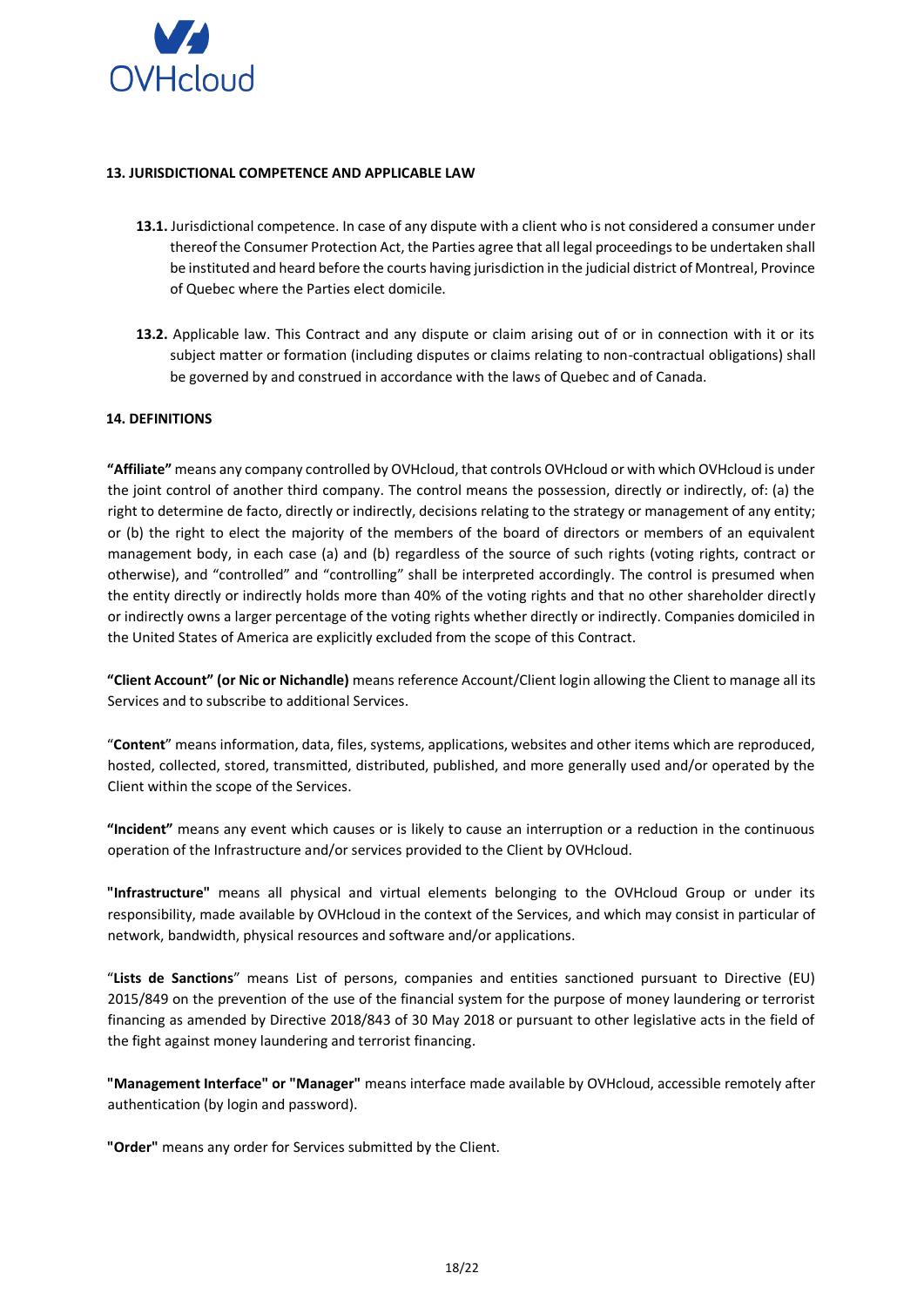### 13. JURISDICTIONAL COMPETENCE AND APPLICABLE LAW

**13.1.** Jurisdictional competence. In case of any dispute with a client who is not considered a consumer under thereof the Consumer Protection Act, the Parties agree that all legal proceedings to be undertaken shall be instituted and heard before the courts having jurisdiction in the judicial district of Montreal, Province of Quebec where the Parties elect domicile.

**13.2.** Applicable law. This Contract and any dispute or claim arising out of or in connection with it or its subject matter or formation (including disputes or claims relating to non-contractual obligations) shall be governed by and construed in accordance with the laws of Quebec and of Canada.

### 14. DEFINITIONS

**"Affiliate"** means any company controlled by OVHcloud, that controls OVHcloud or with which OVHcloud is under the joint control of another third company. The control means the possession, directly or indirectly, of: (a) the right to determine de facto, directly or indirectly, decisions relating to the strategy or management of any entity; or (b) the right to elect the majority of the members of the board of directors or members of an equivalent management body, in each case (a) and (b) regardless of the source of such rights (voting rights, contract or otherwise), and "controlled" and "controlling" shall be interpreted accordingly. The control is presumed when the entity directly or indirectly holds more than 40% of the voting rights and that no other shareholder directly or indirectly owns a larger percentage of the voting rights whether directly or indirectly. Companies domiciled in the United States of America are explicitly excluded from the scope of this Contract.

**"Client Account" (or Nic or Nichandle)** means reference Account/Client login allowing the Client to manage all its Services and to subscribe to additional Services.

"**Content**" means information, data, files, systems, applications, websites and other items which are reproduced, hosted, collected, stored, transmitted, distributed, published, and more generally used and/or operated by the Client within the scope of the Services.

**"Incident"** means any event which causes or is likely to cause an interruption or a reduction in the continuous operation of the Infrastructure and/or services provided to the Client by OVHcloud.

**"Infrastructure"** means all physical and virtual elements belonging to the OVHcloud Group or under its responsibility, made available by OVHcloud in the context of the Services, and which may consist in particular of network, bandwidth, physical resources and software and/or applications.

"**Lists de Sanctions**" means List of persons, companies and entities sanctioned pursuant to Directive (EU) 2015/849 on the prevention of the use of the financial system for the purpose of money laundering or terrorist financing as amended by Directive 2018/843 of 30 May 2018 or pursuant to other legislative acts in the field of the fight against money laundering and terrorist financing.

**"Management Interface" or "Manager"** means interface made available by OVHcloud, accessible remotely after authentication (by login and password).

**"Order"** means any order for Services submitted by the Client.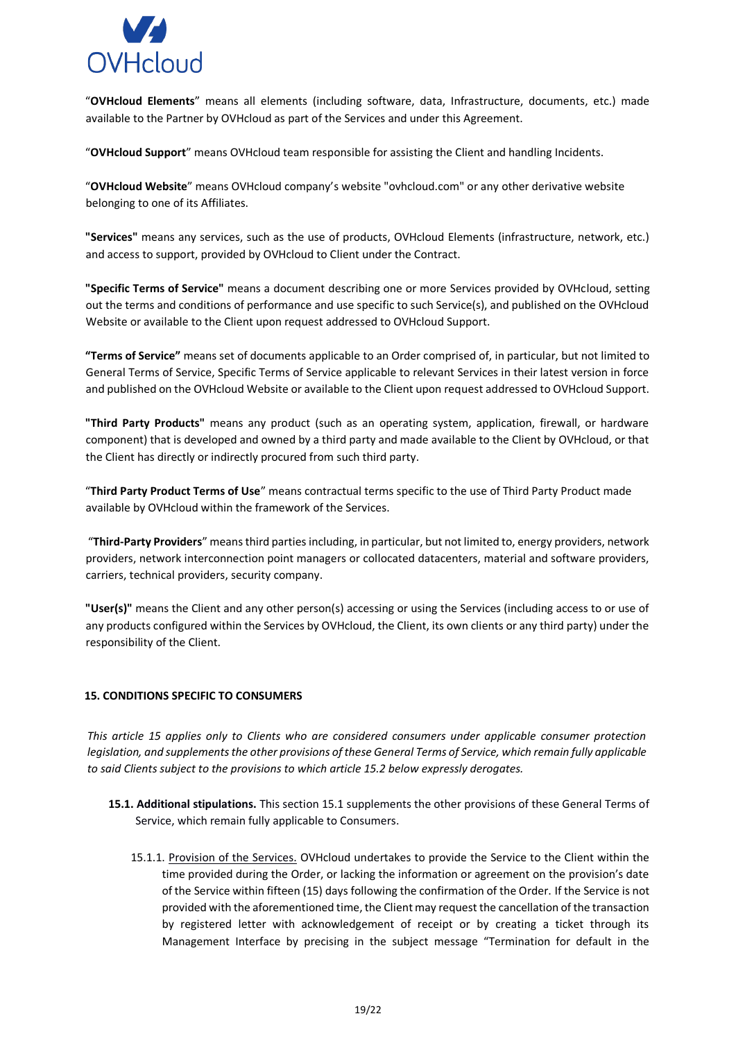"**OVHcloud Elements**" means all elements (including software, data, Infrastructure, documents, etc.) made available to the Partner by OVHcloud as part of the Services and under this Agreement.

"**OVHcloud Support**" means OVHcloud team responsible for assisting the Client and handling Incidents.

"**OVHcloud Website**" means OVHcloud company's website "ovhcloud.com" or any other derivative website belonging to one of its Affiliates.

**"Services"** means any services, such as the use of products, OVHcloud Elements (infrastructure, network, etc.) and access to support, provided by OVHcloud to Client under the Contract.

**"Specific Terms of Service"** means a document describing one or more Services provided by OVHcloud, setting out the terms and conditions of performance and use specific to such Service(s), and published on the OVHcloud Website or available to the Client upon request addressed to OVHcloud Support.

**"Terms of Service"** means set of documents applicable to an Order comprised of, in particular, but not limited to General Terms of Service, Specific Terms of Service applicable to relevant Services in their latest version in force and published on the OVHcloud Website or available to the Client upon request addressed to OVHcloud Support.

**"Third Party Products"** means any product (such as an operating system, application, firewall, or hardware component) that is developed and owned by a third party and made available to the Client by OVHcloud, or that the Client has directly or indirectly procured from such third party.

"**Third Party Product Terms of Use**" means contractual terms specific to the use of Third Party Product made available by OVHcloud within the framework of the Services.

"**Third-Party Providers**" means third parties including, in particular, but not limited to, energy providers, network providers, network interconnection point managers or collocated datacenters, material and software providers, carriers, technical providers, security company.

**"User(s)"** means the Client and any other person(s) accessing or using the Services (including access to or use of any products configured within the Services by OVHcloud, the Client, its own clients or any third party) under the responsibility of the Client.

## 15. CONDITIONS SPECIFIC TO CONSUMERS

*This article 15 applies only to Clients who are considered consumers under applicable consumer protection legislation, and supplements the other provisions of these General Terms of Service, which remain fully applicable to said Clients subject to the provisions to which article 15.2 below expressly derogates.*

**15.1. Additional stipulations.** This section 15.1 supplements the other provisions of these General Terms of Service, which remain fully applicable to Consumers.

15.1.1. <u>Provision of the Services.</u> OVHcloud undertakes to provide the Service to the Client within the time provided during the Order, or lacking the information or agreement on the provision's date of the Service within fifteen (15) days following the confirmation of the Order. If the Service is not provided with the aforementioned time, the Client may request the cancellation of the transaction by registered letter with acknowledgement of receipt or by creating a ticket through its Management Interface by precising in the subject message "Termination for default in the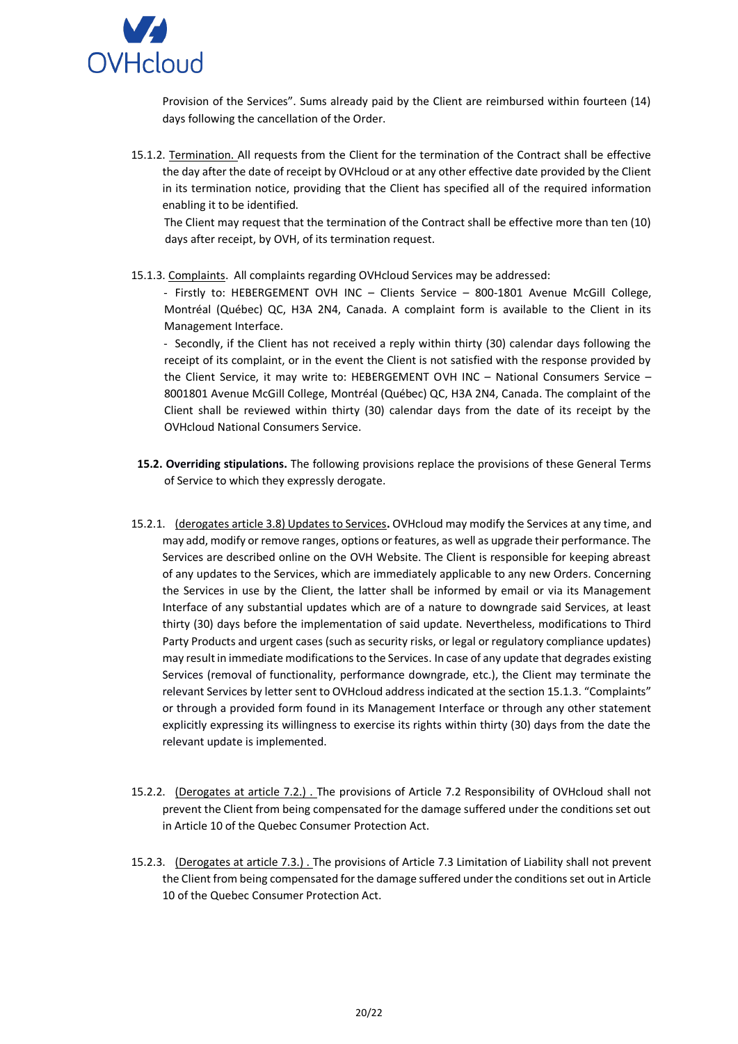Provision of the Services". Sums already paid by the Client are reimbursed within fourteen (14) days following the cancellation of the Order.

15.1.2. Termination. All requests from the Client for the termination of the Contract shall be effective the day after the date of receipt by OVHcloud or at any other effective date provided by the Client in its termination notice, providing that the Client has specified all of the required information enabling it to be identified.

The Client may request that the termination of the Contract shall be effective more than ten (10) days after receipt, by OVH, of its termination request.

15.1.3. Complaints. All complaints regarding OVHcloud Services may be addressed:

- Firstly to: HEBERGEMENT OVH INC – Clients Service – 800-1801 Avenue McGill College, Montréal (Québec) QC, H3A 2N4, Canada. A complaint form is available to the Client in its Management Interface.

- Secondly, if the Client has not received a reply within thirty (30) calendar days following the receipt of its complaint, or in the event the Client is not satisfied with the response provided by the Client Service, it may write to: HEBERGEMENT OVH INC – National Consumers Service – 8001801 Avenue McGill College, Montréal (Québec) QC, H3A 2N4, Canada. The complaint of the Client shall be reviewed within thirty (30) calendar days from the date of its receipt by the OVHcloud National Consumers Service.

**15.2. Overriding stipulations.** The following provisions replace the provisions of these General Terms of Service to which they expressly derogate.

15.2.1. (derogates article 3.8) Updates to Services**.** OVHcloud may modify the Services at any time, and may add, modify or remove ranges, options or features, as well as upgrade their performance. The Services are described online on the OVH Website. The Client is responsible for keeping abreast of any updates to the Services, which are immediately applicable to any new Orders. Concerning the Services in use by the Client, the latter shall be informed by email or via its Management Interface of any substantial updates which are of a nature to downgrade said Services, at least thirty (30) days before the implementation of said update. Nevertheless, modifications to Third Party Products and urgent cases (such as security risks, or legal or regulatory compliance updates) may result in immediate modifications to the Services. In case of any update that degrades existing Services (removal of functionality, performance downgrade, etc.), the Client may terminate the relevant Services by letter sent to OVHcloud address indicated at the section 15.1.3. "Complaints" or through a provided form found in its Management Interface or through any other statement explicitly expressing its willingness to exercise its rights within thirty (30) days from the date the relevant update is implemented.

15.2.2. (Derogates at article 7.2.) . The provisions of Article 7.2 Responsibility of OVHcloud shall not prevent the Client from being compensated for the damage suffered under the conditions set out in Article 10 of the Quebec Consumer Protection Act.

15.2.3. (Derogates at article 7.3.) . The provisions of Article 7.3 Limitation of Liability shall not prevent the Client from being compensated for the damage suffered under the conditions set out in Article 10 of the Quebec Consumer Protection Act.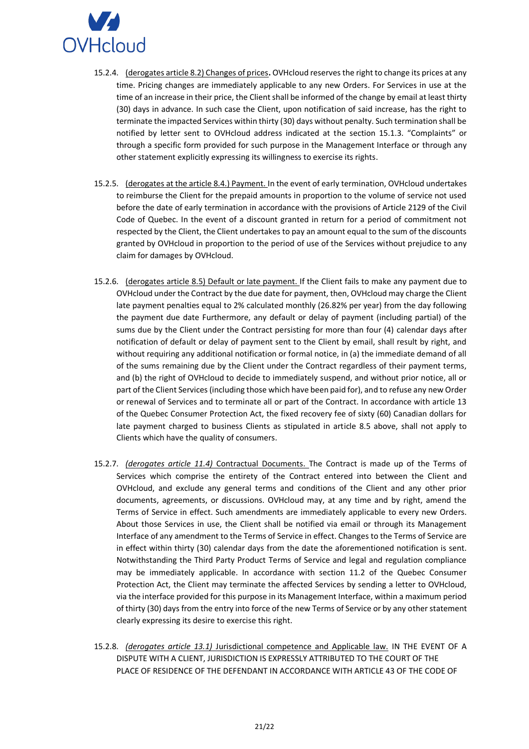15.2.4. (derogates article 8.2) Changes of prices**.** OVHcloud reserves the right to change its prices at any time. Pricing changes are immediately applicable to any new Orders. For Services in use at the time of an increase in their price, the Client shall be informed of the change by email at least thirty (30) days in advance. In such case the Client, upon notification of said increase, has the right to terminate the impacted Services within thirty (30) days without penalty. Such termination shall be notified by letter sent to OVHcloud address indicated at the section 15.1.3. "Complaints" or through a specific form provided for such purpose in the Management Interface or through any other statement explicitly expressing its willingness to exercise its rights.

15.2.5. (derogates at the article 8.4.) Payment. In the event of early termination, OVHcloud undertakes to reimburse the Client for the prepaid amounts in proportion to the volume of service not used before the date of early termination in accordance with the provisions of Article 2129 of the Civil Code of Quebec. In the event of a discount granted in return for a period of commitment not respected by the Client, the Client undertakes to pay an amount equal to the sum of the discounts granted by OVHcloud in proportion to the period of use of the Services without prejudice to any claim for damages by OVHcloud.

15.2.6. (derogates article 8.5) Default or late payment. If the Client fails to make any payment due to OVHcloud under the Contract by the due date for payment, then, OVHcloud may charge the Client late payment penalties equal to 2% calculated monthly (26.82% per year) from the day following the payment due date Furthermore, any default or delay of payment (including partial) of the sums due by the Client under the Contract persisting for more than four (4) calendar days after notification of default or delay of payment sent to the Client by email, shall result by right, and without requiring any additional notification or formal notice, in (a) the immediate demand of all of the sums remaining due by the Client under the Contract regardless of their payment terms, and (b) the right of OVHcloud to decide to immediately suspend, and without prior notice, all or part of the Client Services (including those which have been paid for), and to refuse any new Order or renewal of Services and to terminate all or part of the Contract. In accordance with article 13 of the Quebec Consumer Protection Act, the fixed recovery fee of sixty (60) Canadian dollars for late payment charged to business Clients as stipulated in article 8.5 above, shall not apply to Clients which have the quality of consumers.

15.2.7. *(derogates article 11.4)* Contractual Documents. The Contract is made up of the Terms of Services which comprise the entirety of the Contract entered into between the Client and OVHcloud, and exclude any general terms and conditions of the Client and any other prior documents, agreements, or discussions. OVHcloud may, at any time and by right, amend the Terms of Service in effect. Such amendments are immediately applicable to every new Orders. About those Services in use, the Client shall be notified via email or through its Management Interface of any amendment to the Terms of Service in effect. Changes to the Terms of Service are in effect within thirty (30) calendar days from the date the aforementioned notification is sent. Notwithstanding the Third Party Product Terms of Service and legal and regulation compliance may be immediately applicable. In accordance with section 11.2 of the Quebec Consumer Protection Act, the Client may terminate the affected Services by sending a letter to OVHcloud, via the interface provided for this purpose in its Management Interface, within a maximum period of thirty (30) days from the entry into force of the new Terms of Service or by any other statement clearly expressing its desire to exercise this right.

15.2.8. *(derogates article 13.1)* Jurisdictional competence and Applicable law. IN THE EVENT OF A DISPUTE WITH A CLIENT, JURISDICTION IS EXPRESSLY ATTRIBUTED TO THE COURT OF THE PLACE OF RESIDENCE OF THE DEFENDANT IN ACCORDANCE WITH ARTICLE 43 OF THE CODE OF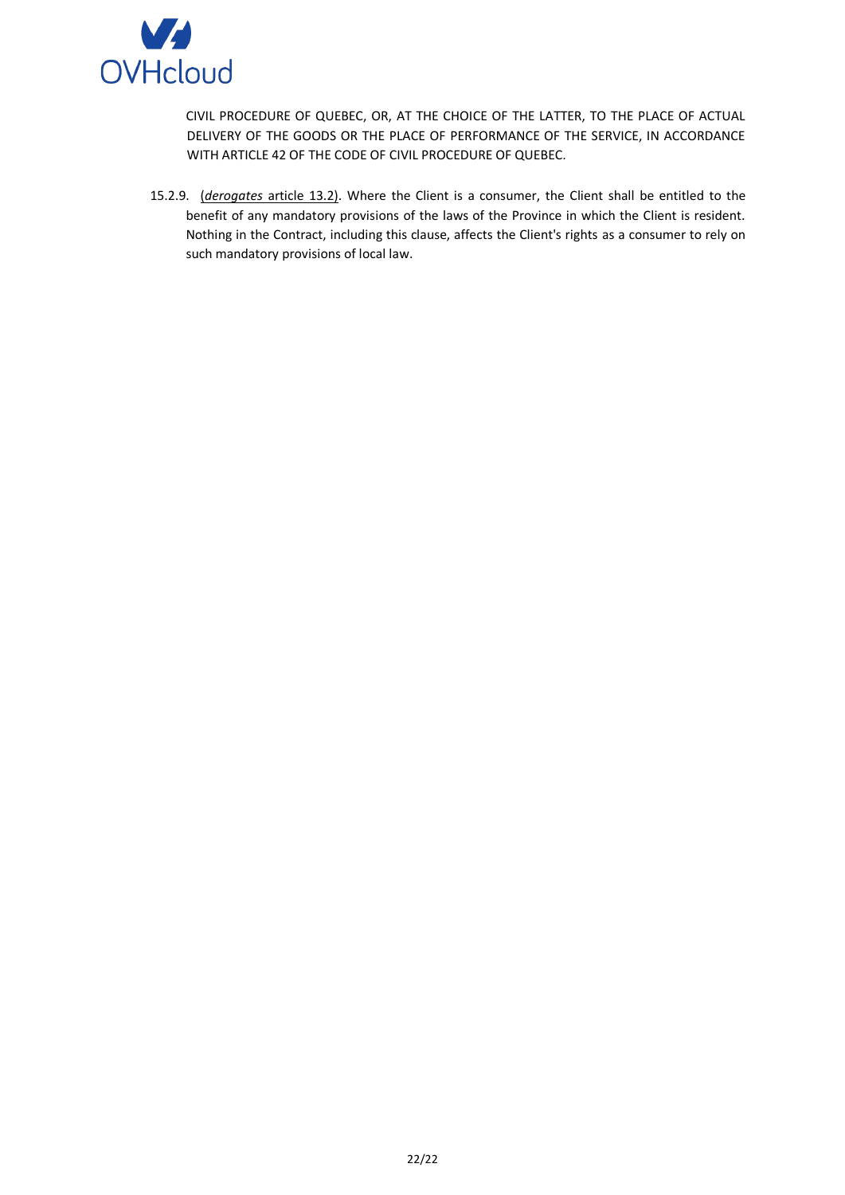CIVIL PROCEDURE OF QUEBEC, OR, AT THE CHOICE OF THE LATTER, TO THE PLACE OF ACTUAL DELIVERY OF THE GOODS OR THE PLACE OF PERFORMANCE OF THE SERVICE, IN ACCORDANCE WITH ARTICLE 42 OF THE CODE OF CIVIL PROCEDURE OF QUEBEC.

15.2.9. (*derogates* article 13.2). Where the Client is a consumer, the Client shall be entitled to the benefit of any mandatory provisions of the laws of the Province in which the Client is resident. Nothing in the Contract, including this clause, affects the Client's rights as a consumer to rely on such mandatory provisions of local law.